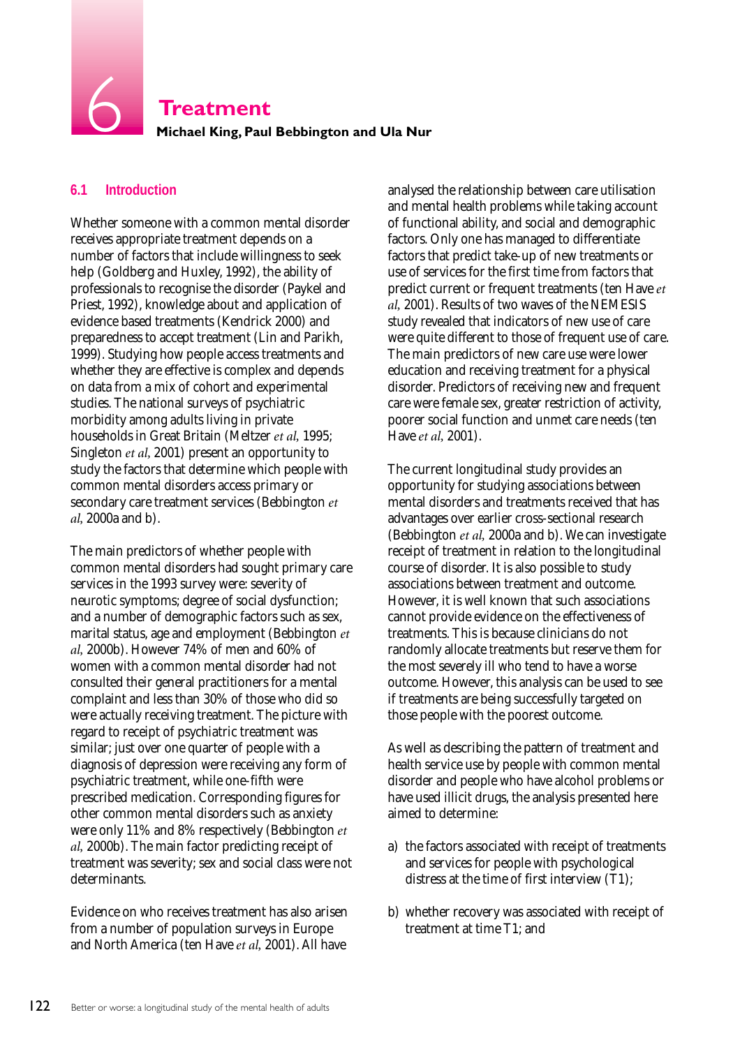# 6 Treatment

**Michael King, Paul Bebbington and Ula Nur**

## 6.1 Introduction

Whether someone with a common mental disorder receives appropriate treatment depends on a number of factors that include willingness to seek help (Goldberg and Huxley, 1992), the ability of professionals to recognise the disorder (Paykel and Priest, 1992), knowledge about and application of evidence based treatments (Kendrick 2000) and preparedness to accept treatment (Lin and Parikh, 1999). Studying how people access treatments and whether they are effective is complex and depends on data from a mix of cohort and experimental studies. The national surveys of psychiatric morbidity among adults living in private households in Great Britain (Meltzer *et al*, 1995; Singleton *et al*, 2001) present an opportunity to study the factors that determine which people with common mental disorders access primary or secondary care treatment services (Bebbington *et al*, 2000a and b).

The main predictors of whether people with common mental disorders had sought primary care services in the 1993 survey were: severity of neurotic symptoms; degree of social dysfunction; and a number of demographic factors such as sex, marital status, age and employment (Bebbington *et al*, 2000b). However 74% of men and 60% of women with a common mental disorder had not consulted their general practitioners for a mental complaint and less than 30% of those who did so were actually receiving treatment. The picture with regard to receipt of psychiatric treatment was similar; just over one quarter of people with a diagnosis of depression were receiving any form of psychiatric treatment, while one-fifth were prescribed medication. Corresponding figures for other common mental disorders such as anxiety were only 11% and 8% respectively (Bebbington *et al*, 2000b). The main factor predicting receipt of treatment was severity; sex and social class were not determinants.

Evidence on who receives treatment has also arisen from a number of population surveys in Europe and North America (ten Have *et al*, 2001). All have analysed the relationship between care utilisation and mental health problems while taking account of functional ability, and social and demographic factors. Only one has managed to differentiate factors that predict take-up of new treatments or use of services for the first time from factors that predict current or frequent treatments (ten Have *et al*, 2001). Results of two waves of the NEMESIS study revealed that indicators of new use of care were quite different to those of frequent use of care. The main predictors of new care use were lower education and receiving treatment for a physical disorder. Predictors of receiving new and frequent care were female sex, greater restriction of activity, poorer social function and unmet care needs (ten Have *et al*, 2001).

The current longitudinal study provides an opportunity for studying associations between mental disorders and treatments received that has advantages over earlier cross-sectional research (Bebbington *et al*, 2000a and b). We can investigate receipt of treatment in relation to the longitudinal course of disorder. It is also possible to study associations between treatment and outcome. However, it is well known that such associations cannot provide evidence on the effectiveness of treatments. This is because clinicians do not randomly allocate treatments but reserve them for the most severely ill who tend to have a worse outcome. However, this analysis can be used to see if treatments are being successfully targeted on those people with the poorest outcome.

As well as describing the pattern of treatment and health service use by people with common mental disorder and people who have alcohol problems or have used illicit drugs, the analysis presented here aimed to determine:

a) the factors associated with receipt of treatments and services for people with psychological distress at the time of first interview (T1);

b) whether recovery was associated with receipt of treatment at time T1; and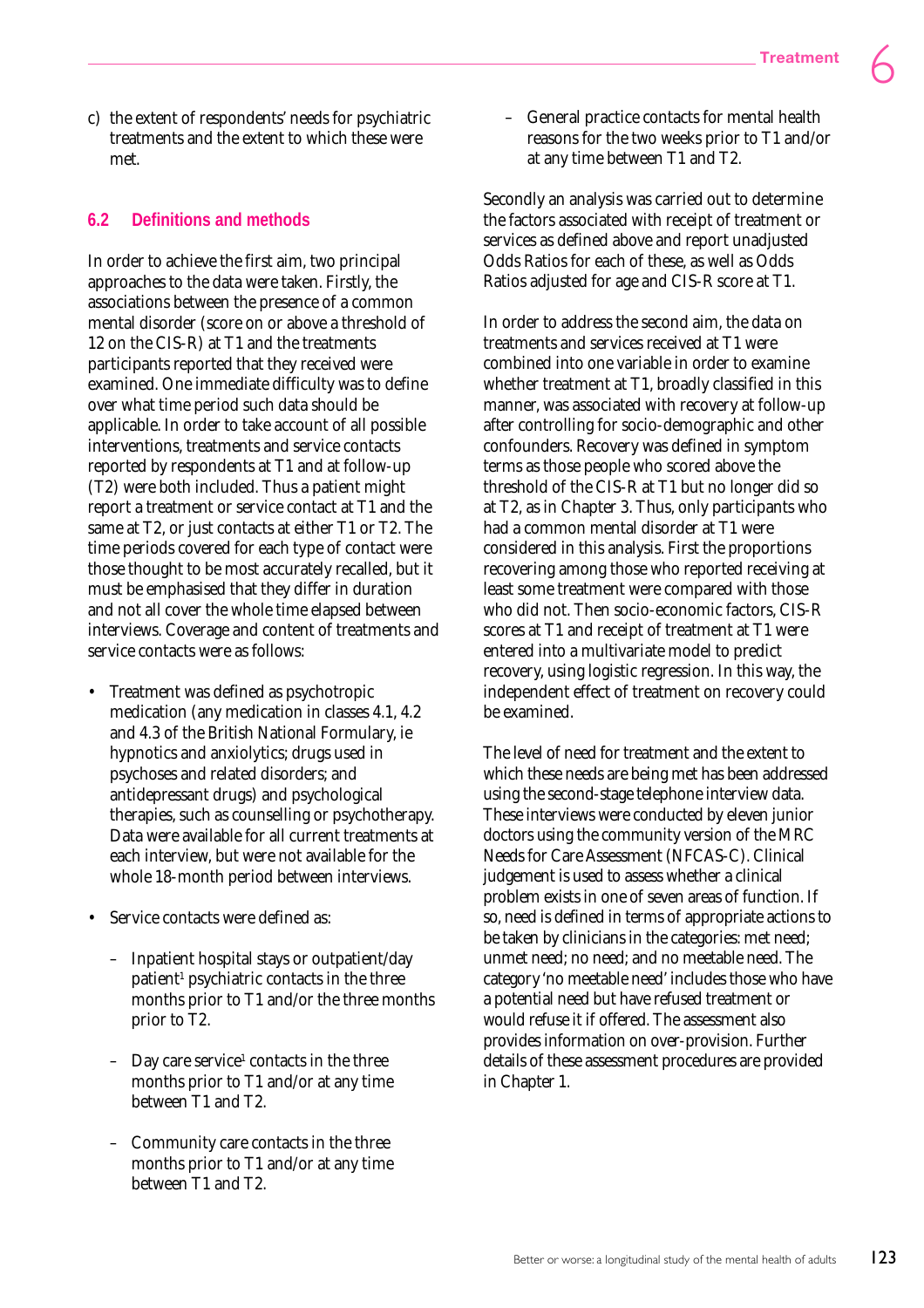c) the extent of respondents' needs for psychiatric treatments and the extent to which these were met.

## 6.2 Definitions and methods

In order to achieve the first aim, two principal approaches to the data were taken. Firstly, the associations between the presence of a common mental disorder (score on or above a threshold of 12 on the CIS-R) at T1 and the treatments participants reported that they received were examined. One immediate difficulty was to define over what time period such data should be applicable. In order to take account of all possible interventions, treatments and service contacts reported by respondents at T1 and at follow-up (T2) were both included. Thus a patient might report a treatment or service contact at T1 and the same at T2, or just contacts at either T1 or T2. The time periods covered for each type of contact were those thought to be most accurately recalled, but it must be emphasised that they differ in duration and not all cover the whole time elapsed between interviews. Coverage and content of treatments and service contacts were as follows:

- Treatment was defined as psychotropic medication (any medication in classes 4.1, 4.2 and 4.3 of the British National Formulary, ie hypnotics and anxiolytics; drugs used in psychoses and related disorders; and antidepressant drugs) and psychological therapies, such as counselling or psychotherapy. Data were available for all current treatments at each interview, but were not available for the whole 18-month period between interviews.
- Service contacts were defined as:
  - Inpatient hospital stays or outpatient/day patient[1] psychiatric contacts in the three months prior to T1 and/or the three months prior to T2.
  - Day care service[1] contacts in the three months prior to T1 and/or at any time between T1 and T2.
  - Community care contacts in the three months prior to T1 and/or at any time between T1 and T2.
  - General practice contacts for mental health reasons for the two weeks prior to T1 and/or at any time between T1 and T2.

Secondly an analysis was carried out to determine the factors associated with receipt of treatment or services as defined above and report unadjusted Odds Ratios for each of these, as well as Odds Ratios adjusted for age and CIS-R score at T1.

In order to address the second aim, the data on treatments and services received at T1 were combined into one variable in order to examine whether treatment at T1, broadly classified in this manner, was associated with recovery at follow-up after controlling for socio-demographic and other confounders. Recovery was defined in symptom terms as those people who scored above the threshold of the CIS-R at T1 but no longer did so at T2, as in Chapter 3. Thus, only participants who had a common mental disorder at T1 were considered in this analysis. First the proportions recovering among those who reported receiving at least some treatment were compared with those who did not. Then socio-economic factors, CIS-R scores at T1 and receipt of treatment at T1 were entered into a multivariate model to predict recovery, using logistic regression. In this way, the independent effect of treatment on recovery could be examined.

The level of need for treatment and the extent to which these needs are being met has been addressed using the second-stage telephone interview data. These interviews were conducted by eleven junior doctors using the community version of the MRC Needs for Care Assessment (NFCAS-C). Clinical judgement is used to assess whether a clinical problem exists in one of seven areas of function. If so, need is defined in terms of appropriate actions to be taken by clinicians in the categories: met need; unmet need; no need; and no meetable need. The category 'no meetable need' includes those who have a potential need but have refused treatment or would refuse it if offered. The assessment also provides information on over-provision. Further details of these assessment procedures are provided in Chapter 1.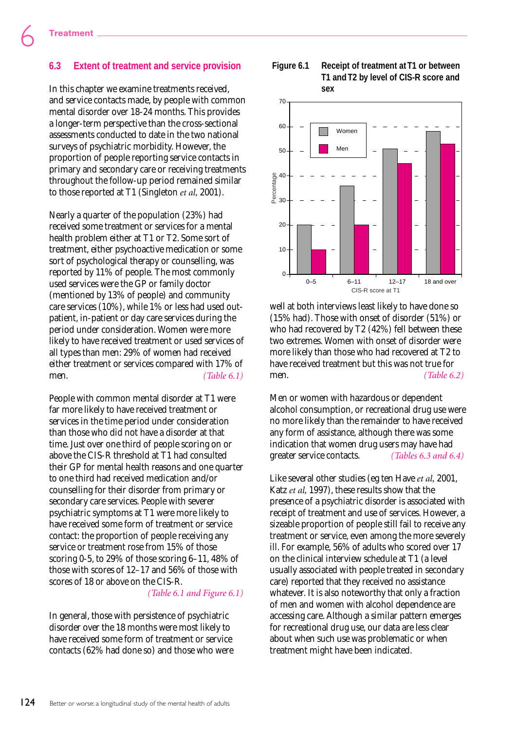## 6.3 Extent of treatment and service provision

In this chapter we examine treatments received, and service contacts made, by people with common mental disorder over 18-24 months. This provides a longer-term perspective than the cross-sectional assessments conducted to date in the two national surveys of psychiatric morbidity. However, the proportion of people reporting service contacts in primary and secondary care or receiving treatments throughout the follow-up period remained similar to those reported at T1 (Singleton *et al*, 2001).

Nearly a quarter of the population (23%) had received some treatment or services for a mental health problem either at T1 or T2. Some sort of treatment, either psychoactive medication or some sort of psychological therapy or counselling, was reported by 11% of people. The most commonly used services were the GP or family doctor (mentioned by 13% of people) and community care services (10%), while 1% or less had used out-patient, in-patient or day care services during the period under consideration. Women were more likely to have received treatment or used services of all types than men: 29% of women had received either treatment or services compared with 17% of men. *(Table 6.1)*

People with common mental disorder at T1 were far more likely to have received treatment or services in the time period under consideration than those who did not have a disorder at that time. Just over one third of people scoring on or above the CIS-R threshold at T1 had consulted their GP for mental health reasons and one quarter to one third had received medication and/or counselling for their disorder from primary or secondary care services. People with severer psychiatric symptoms at T1 were more likely to have received some form of treatment or service contact: the proportion of people receiving any service or treatment rose from 15% of those scoring 0-5, to 29% of those scoring 6–11, 48% of those with scores of 12–17 and 56% of those with scores of 18 or above on the CIS-R.

*(Table 6.1 and Figure 6.1)*

In general, those with persistence of psychiatric disorder over the 18 months were most likely to have received some form of treatment or service contacts (62% had done so) and those who were well at both interviews least likely to have done so (15% had). Those with onset of disorder (51%) or who had recovered by T2 (42%) fell between these two extremes. Women with onset of disorder were more likely than those who had recovered at T2 to have received treatment but this was not true for men. *(Table 6.2)*

**Figure 6.1 Receipt of treatment at T1 or between T1 and T2 by level of CIS-R score and sex**

| CIS-R score at T1 | Women (%) | Men (%) |
|---|---|---|
| 0–5 | 20 | 10 |
| 6–11 | 36 | 20 |
| 12–17 | 51 | 45 |
| 18 and over | 58 | 53 |

Men or women with hazardous or dependent alcohol consumption, or recreational drug use were no more likely than the remainder to have received any form of assistance, although there was some indication that women drug users may have had greater service contacts. *(Tables 6.3 and 6.4)*

Like several other studies (eg ten Have *et al*, 2001, Katz *et al*, 1997), these results show that the presence of a psychiatric disorder is associated with receipt of treatment and use of services. However, a sizeable proportion of people still fail to receive any treatment or service, even among the more severely ill. For example, 56% of adults who scored over 17 on the clinical interview schedule at T1 (a level usually associated with people treated in secondary care) reported that they received no assistance whatever. It is also noteworthy that only a fraction of men and women with alcohol dependence are accessing care. Although a similar pattern emerges for recreational drug use, our data are less clear about when such use was problematic or when treatment might have been indicated.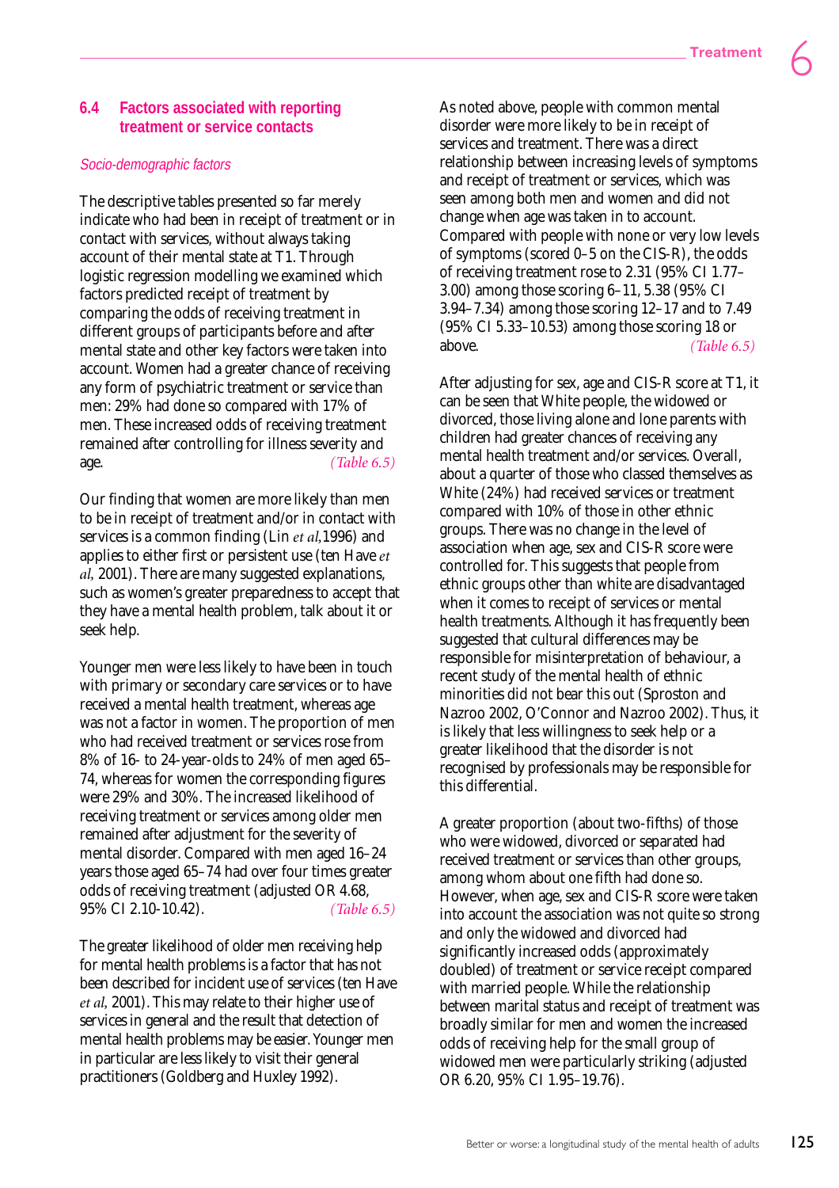## 6.4 Factors associated with reporting treatment or service contacts

*Socio-demographic factors*

The descriptive tables presented so far merely indicate who had been in receipt of treatment or in contact with services, without always taking account of their mental state at T1. Through logistic regression modelling we examined which factors predicted receipt of treatment by comparing the odds of receiving treatment in different groups of participants before and after mental state and other key factors were taken into account. Women had a greater chance of receiving any form of psychiatric treatment or service than men: 29% had done so compared with 17% of men. These increased odds of receiving treatment remained after controlling for illness severity and age. *(Table 6.5)*

Our finding that women are more likely than men to be in receipt of treatment and/or in contact with services is a common finding (Lin *et al*,1996) and applies to either first or persistent use (ten Have *et al*, 2001). There are many suggested explanations, such as women's greater preparedness to accept that they have a mental health problem, talk about it or seek help.

Younger men were less likely to have been in touch with primary or secondary care services or to have received a mental health treatment, whereas age was not a factor in women. The proportion of men who had received treatment or services rose from 8% of 16- to 24-year-olds to 24% of men aged 65–74, whereas for women the corresponding figures were 29% and 30%. The increased likelihood of receiving treatment or services among older men remained after adjustment for the severity of mental disorder. Compared with men aged 16–24 years those aged 65–74 had over four times greater odds of receiving treatment (adjusted OR 4.68, 95% CI 2.10-10.42). *(Table 6.5)*

The greater likelihood of older men receiving help for mental health problems is a factor that has not been described for incident use of services (ten Have *et al*, 2001). This may relate to their higher use of services in general and the result that detection of mental health problems may be easier. Younger men in particular are less likely to visit their general practitioners (Goldberg and Huxley 1992).

As noted above, people with common mental disorder were more likely to be in receipt of services and treatment. There was a direct relationship between increasing levels of symptoms and receipt of treatment or services, which was seen among both men and women and did not change when age was taken in to account. Compared with people with none or very low levels of symptoms (scored 0–5 on the CIS-R), the odds of receiving treatment rose to 2.31 (95% CI 1.77–3.00) among those scoring 6–11, 5.38 (95% CI 3.94–7.34) among those scoring 12–17 and to 7.49 (95% CI 5.33–10.53) among those scoring 18 or above. *(Table 6.5)*

After adjusting for sex, age and CIS-R score at T1, it can be seen that White people, the widowed or divorced, those living alone and lone parents with children had greater chances of receiving any mental health treatment and/or services. Overall, about a quarter of those who classed themselves as White (24%) had received services or treatment compared with 10% of those in other ethnic groups. There was no change in the level of association when age, sex and CIS-R score were controlled for. This suggests that people from ethnic groups other than white are disadvantaged when it comes to receipt of services or mental health treatments. Although it has frequently been suggested that cultural differences may be responsible for misinterpretation of behaviour, a recent study of the mental health of ethnic minorities did not bear this out (Sproston and Nazroo 2002, O'Connor and Nazroo 2002). Thus, it is likely that less willingness to seek help or a greater likelihood that the disorder is not recognised by professionals may be responsible for this differential.

A greater proportion (about two-fifths) of those who were widowed, divorced or separated had received treatment or services than other groups, among whom about one fifth had done so. However, when age, sex and CIS-R score were taken into account the association was not quite so strong and only the widowed and divorced had significantly increased odds (approximately doubled) of treatment or service receipt compared with married people. While the relationship between marital status and receipt of treatment was broadly similar for men and women the increased odds of receiving help for the small group of widowed men were particularly striking (adjusted OR 6.20, 95% CI 1.95–19.76).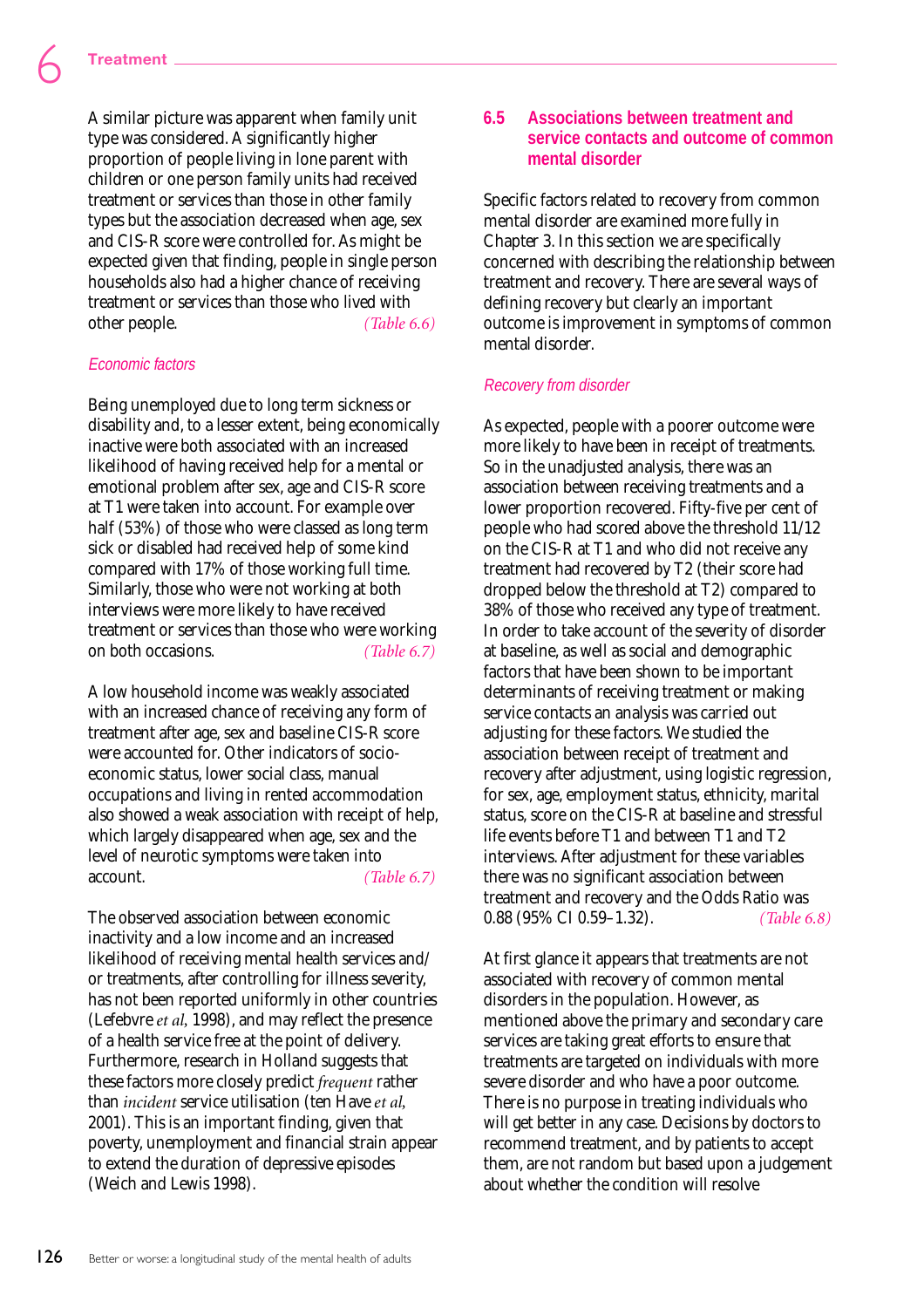A similar picture was apparent when family unit type was considered. A significantly higher proportion of people living in lone parent with children or one person family units had received treatment or services than those in other family types but the association decreased when age, sex and CIS-R score were controlled for. As might be expected given that finding, people in single person households also had a higher chance of receiving treatment or services than those who lived with other people. *(Table 6.6)*

### *Economic factors*

Being unemployed due to long term sickness or disability and, to a lesser extent, being economically inactive were both associated with an increased likelihood of having received help for a mental or emotional problem after sex, age and CIS-R score at T1 were taken into account. For example over half (53%) of those who were classed as long term sick or disabled had received help of some kind compared with 17% of those working full time. Similarly, those who were not working at both interviews were more likely to have received treatment or services than those who were working on both occasions. *(Table 6.7)*

A low household income was weakly associated with an increased chance of receiving any form of treatment after age, sex and baseline CIS-R score were accounted for. Other indicators of socio-economic status, lower social class, manual occupations and living in rented accommodation also showed a weak association with receipt of help, which largely disappeared when age, sex and the level of neurotic symptoms were taken into account. *(Table 6.7)*

The observed association between economic inactivity and a low income and an increased likelihood of receiving mental health services and/or treatments, after controlling for illness severity, has not been reported uniformly in other countries (Lefebvre *et al*, 1998), and may reflect the presence of a health service free at the point of delivery. Furthermore, research in Holland suggests that these factors more closely predict *frequent* rather than *incident* service utilisation (ten Have *et al*, 2001). This is an important finding, given that poverty, unemployment and financial strain appear to extend the duration of depressive episodes (Weich and Lewis 1998).

## 6.5 Associations between treatment and service contacts and outcome of common mental disorder

Specific factors related to recovery from common mental disorder are examined more fully in Chapter 3. In this section we are specifically concerned with describing the relationship between treatment and recovery. There are several ways of defining recovery but clearly an important outcome is improvement in symptoms of common mental disorder.

### *Recovery from disorder*

As expected, people with a poorer outcome were more likely to have been in receipt of treatments. So in the unadjusted analysis, there was an association between receiving treatments and a lower proportion recovered. Fifty-five per cent of people who had scored above the threshold 11/12 on the CIS-R at T1 and who did not receive any treatment had recovered by T2 (their score had dropped below the threshold at T2) compared to 38% of those who received any type of treatment. In order to take account of the severity of disorder at baseline, as well as social and demographic factors that have been shown to be important determinants of receiving treatment or making service contacts an analysis was carried out adjusting for these factors. We studied the association between receipt of treatment and recovery after adjustment, using logistic regression, for sex, age, employment status, ethnicity, marital status, score on the CIS-R at baseline and stressful life events before T1 and between T1 and T2 interviews. After adjustment for these variables there was no significant association between treatment and recovery and the Odds Ratio was 0.88 (95% CI 0.59–1.32). *(Table 6.8)*

At first glance it appears that treatments are not associated with recovery of common mental disorders in the population. However, as mentioned above the primary and secondary care services are taking great efforts to ensure that treatments are targeted on individuals with more severe disorder and who have a poor outcome. There is no purpose in treating individuals who will get better in any case. Decisions by doctors to recommend treatment, and by patients to accept them, are not random but based upon a judgement about whether the condition will resolve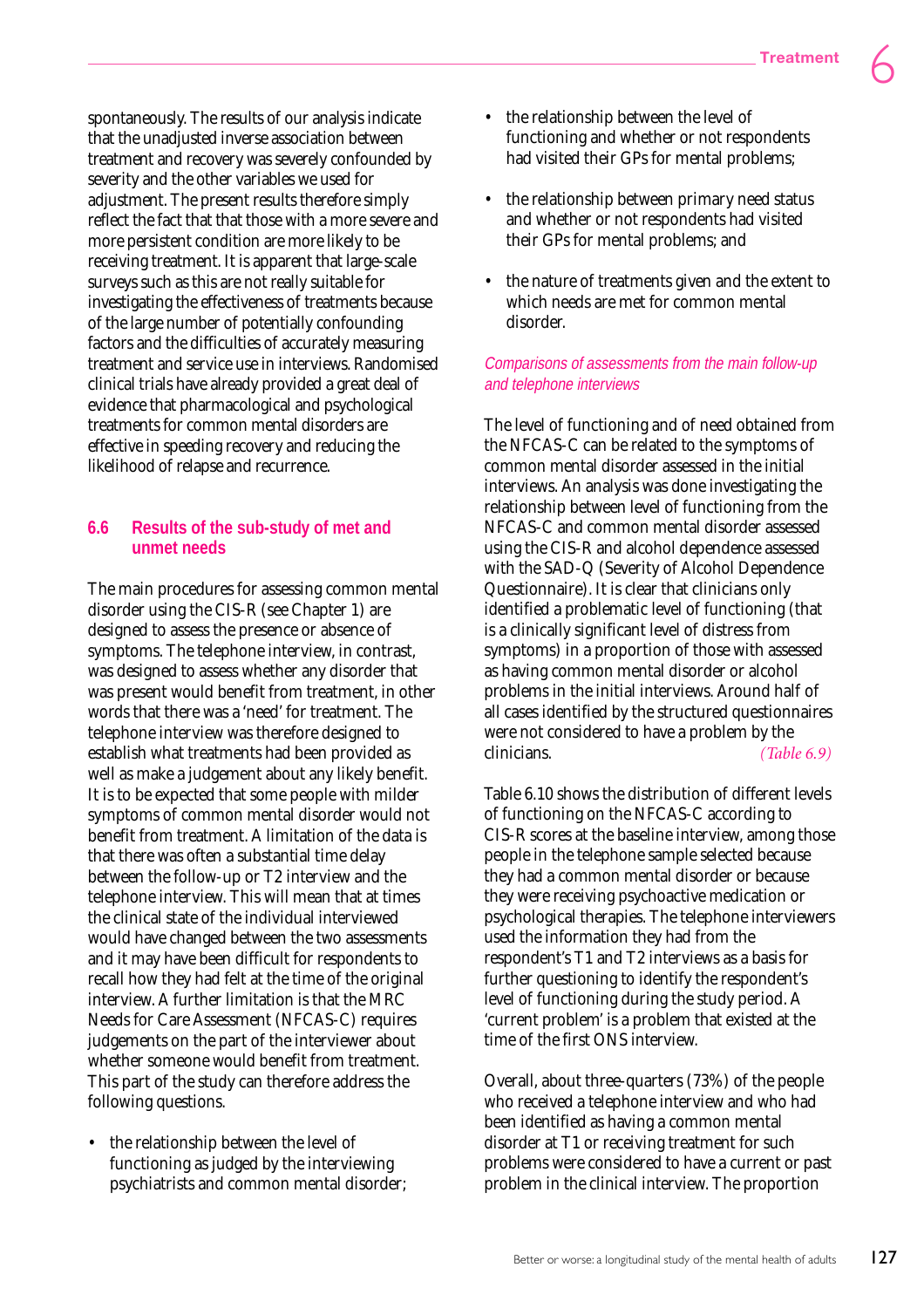spontaneously. The results of our analysis indicate that the unadjusted inverse association between treatment and recovery was severely confounded by severity and the other variables we used for adjustment. The present results therefore simply reflect the fact that that those with a more severe and more persistent condition are more likely to be receiving treatment. It is apparent that large-scale surveys such as this are not really suitable for investigating the effectiveness of treatments because of the large number of potentially confounding factors and the difficulties of accurately measuring treatment and service use in interviews. Randomised clinical trials have already provided a great deal of evidence that pharmacological and psychological treatments for common mental disorders are effective in speeding recovery and reducing the likelihood of relapse and recurrence.

## 6.6 Results of the sub-study of met and unmet needs

The main procedures for assessing common mental disorder using the CIS-R (see Chapter 1) are designed to assess the presence or absence of symptoms. The telephone interview, in contrast, was designed to assess whether any disorder that was present would benefit from treatment, in other words that there was a 'need' for treatment. The telephone interview was therefore designed to establish what treatments had been provided as well as make a judgement about any likely benefit. It is to be expected that some people with milder symptoms of common mental disorder would not benefit from treatment. A limitation of the data is that there was often a substantial time delay between the follow-up or T2 interview and the telephone interview. This will mean that at times the clinical state of the individual interviewed would have changed between the two assessments and it may have been difficult for respondents to recall how they had felt at the time of the original interview. A further limitation is that the MRC Needs for Care Assessment (NFCAS-C) requires judgements on the part of the interviewer about whether someone would benefit from treatment. This part of the study can therefore address the following questions.

- the relationship between the level of functioning as judged by the interviewing psychiatrists and common mental disorder;
- the relationship between the level of functioning and whether or not respondents had visited their GPs for mental problems;
- the relationship between primary need status and whether or not respondents had visited their GPs for mental problems; and
- the nature of treatments given and the extent to which needs are met for common mental disorder.

### *Comparisons of assessments from the main follow-up and telephone interviews*

The level of functioning and of need obtained from the NFCAS-C can be related to the symptoms of common mental disorder assessed in the initial interviews. An analysis was done investigating the relationship between level of functioning from the NFCAS-C and common mental disorder assessed using the CIS-R and alcohol dependence assessed with the SAD-Q (Severity of Alcohol Dependence Questionnaire). It is clear that clinicians only identified a problematic level of functioning (that is a clinically significant level of distress from symptoms) in a proportion of those with assessed as having common mental disorder or alcohol problems in the initial interviews. Around half of all cases identified by the structured questionnaires were not considered to have a problem by the clinicians. *(Table 6.9)*

Table 6.10 shows the distribution of different levels of functioning on the NFCAS-C according to CIS-R scores at the baseline interview, among those people in the telephone sample selected because they had a common mental disorder or because they were receiving psychoactive medication or psychological therapies. The telephone interviewers used the information they had from the respondent's T1 and T2 interviews as a basis for further questioning to identify the respondent's level of functioning during the study period. A 'current problem' is a problem that existed at the time of the first ONS interview.

Overall, about three-quarters (73%) of the people who received a telephone interview and who had been identified as having a common mental disorder at T1 or receiving treatment for such problems were considered to have a current or past problem in the clinical interview. The proportion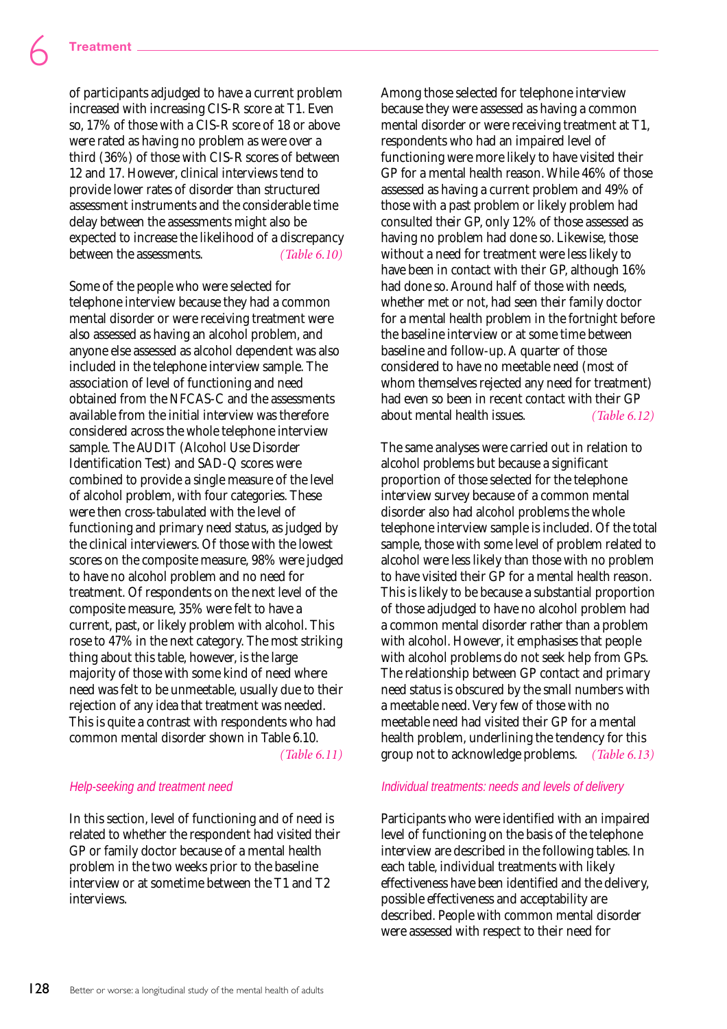of participants adjudged to have a current problem increased with increasing CIS-R score at T1. Even so, 17% of those with a CIS-R score of 18 or above were rated as having no problem as were over a third (36%) of those with CIS-R scores of between 12 and 17. However, clinical interviews tend to provide lower rates of disorder than structured assessment instruments and the considerable time delay between the assessments might also be expected to increase the likelihood of a discrepancy between the assessments. *(Table 6.10)*

Some of the people who were selected for telephone interview because they had a common mental disorder or were receiving treatment were also assessed as having an alcohol problem, and anyone else assessed as alcohol dependent was also included in the telephone interview sample. The association of level of functioning and need obtained from the NFCAS-C and the assessments available from the initial interview was therefore considered across the whole telephone interview sample. The AUDIT (Alcohol Use Disorder Identification Test) and SAD-Q scores were combined to provide a single measure of the level of alcohol problem, with four categories. These were then cross-tabulated with the level of functioning and primary need status, as judged by the clinical interviewers. Of those with the lowest scores on the composite measure, 98% were judged to have no alcohol problem and no need for treatment. Of respondents on the next level of the composite measure, 35% were felt to have a current, past, or likely problem with alcohol. This rose to 47% in the next category. The most striking thing about this table, however, is the large majority of those with some kind of need where need was felt to be unmeetable, usually due to their rejection of any idea that treatment was needed. This is quite a contrast with respondents who had common mental disorder shown in Table 6.10. *(Table 6.11)*

### *Help-seeking and treatment need*

In this section, level of functioning and of need is related to whether the respondent had visited their GP or family doctor because of a mental health problem in the two weeks prior to the baseline interview or at sometime between the T1 and T2 interviews.

Among those selected for telephone interview because they were assessed as having a common mental disorder or were receiving treatment at T1, respondents who had an impaired level of functioning were more likely to have visited their GP for a mental health reason. While 46% of those assessed as having a current problem and 49% of those with a past problem or likely problem had consulted their GP, only 12% of those assessed as having no problem had done so. Likewise, those without a need for treatment were less likely to have been in contact with their GP, although 16% had done so. Around half of those with needs, whether met or not, had seen their family doctor for a mental health problem in the fortnight before the baseline interview or at some time between baseline and follow-up. A quarter of those considered to have no meetable need (most of whom themselves rejected any need for treatment) had even so been in recent contact with their GP about mental health issues. *(Table 6.12)*

The same analyses were carried out in relation to alcohol problems but because a significant proportion of those selected for the telephone interview survey because of a common mental disorder also had alcohol problems the whole telephone interview sample is included. Of the total sample, those with some level of problem related to alcohol were less likely than those with no problem to have visited their GP for a mental health reason. This is likely to be because a substantial proportion of those adjudged to have no alcohol problem had a common mental disorder rather than a problem with alcohol. However, it emphasises that people with alcohol problems do not seek help from GPs. The relationship between GP contact and primary need status is obscured by the small numbers with a meetable need. Very few of those with no meetable need had visited their GP for a mental health problem, underlining the tendency for this group not to acknowledge problems. *(Table 6.13)*

### *Individual treatments: needs and levels of delivery*

Participants who were identified with an impaired level of functioning on the basis of the telephone interview are described in the following tables. In each table, individual treatments with likely effectiveness have been identified and the delivery, possible effectiveness and acceptability are described. People with common mental disorder were assessed with respect to their need for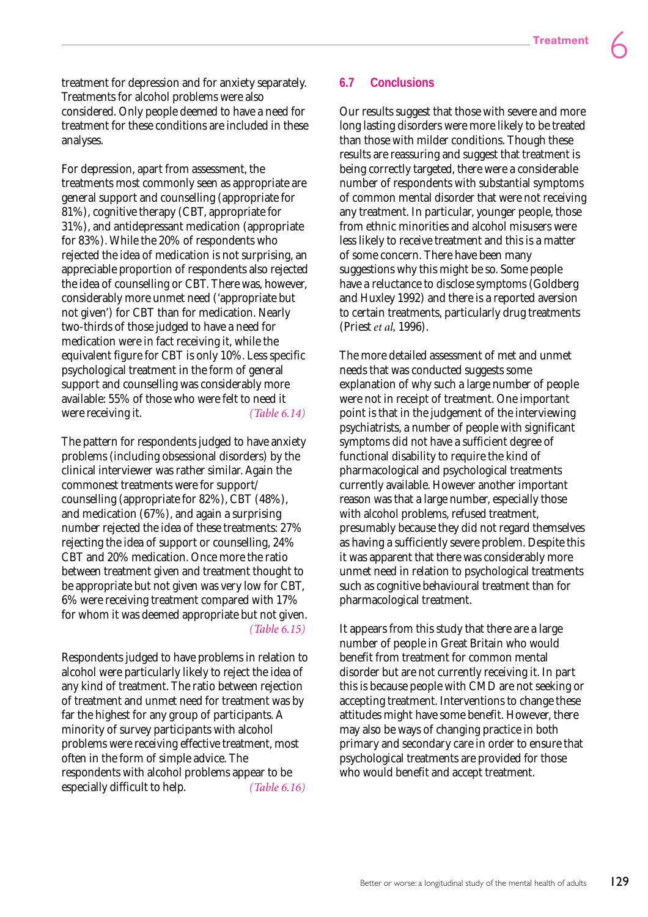treatment for depression and for anxiety separately. Treatments for alcohol problems were also considered. Only people deemed to have a need for treatment for these conditions are included in these analyses.

For depression, apart from assessment, the treatments most commonly seen as appropriate are general support and counselling (appropriate for 81%), cognitive therapy (CBT, appropriate for 31%), and antidepressant medication (appropriate for 83%). While the 20% of respondents who rejected the idea of medication is not surprising, an appreciable proportion of respondents also rejected the idea of counselling or CBT. There was, however, considerably more unmet need ('appropriate but not given') for CBT than for medication. Nearly two-thirds of those judged to have a need for medication were in fact receiving it, while the equivalent figure for CBT is only 10%. Less specific psychological treatment in the form of general support and counselling was considerably more available: 55% of those who were felt to need it were receiving it. *(Table 6.14)*

The pattern for respondents judged to have anxiety problems (including obsessional disorders) by the clinical interviewer was rather similar. Again the commonest treatments were for support/counselling (appropriate for 82%), CBT (48%), and medication (67%), and again a surprising number rejected the idea of these treatments: 27% rejecting the idea of support or counselling, 24% CBT and 20% medication. Once more the ratio between treatment given and treatment thought to be appropriate but not given was very low for CBT, 6% were receiving treatment compared with 17% for whom it was deemed appropriate but not given. *(Table 6.15)*

Respondents judged to have problems in relation to alcohol were particularly likely to reject the idea of any kind of treatment. The ratio between rejection of treatment and unmet need for treatment was by far the highest for any group of participants. A minority of survey participants with alcohol problems were receiving effective treatment, most often in the form of simple advice. The respondents with alcohol problems appear to be especially difficult to help. *(Table 6.16)*

## 6.7 Conclusions

Our results suggest that those with severe and more long lasting disorders were more likely to be treated than those with milder conditions. Though these results are reassuring and suggest that treatment is being correctly targeted, there were a considerable number of respondents with substantial symptoms of common mental disorder that were not receiving any treatment. In particular, younger people, those from ethnic minorities and alcohol misusers were less likely to receive treatment and this is a matter of some concern. There have been many suggestions why this might be so. Some people have a reluctance to disclose symptoms (Goldberg and Huxley 1992) and there is a reported aversion to certain treatments, particularly drug treatments (Priest *et al*, 1996).

The more detailed assessment of met and unmet needs that was conducted suggests some explanation of why such a large number of people were not in receipt of treatment. One important point is that in the judgement of the interviewing psychiatrists, a number of people with significant symptoms did not have a sufficient degree of functional disability to require the kind of pharmacological and psychological treatments currently available. However another important reason was that a large number, especially those with alcohol problems, refused treatment, presumably because they did not regard themselves as having a sufficiently severe problem. Despite this it was apparent that there was considerably more unmet need in relation to psychological treatments such as cognitive behavioural treatment than for pharmacological treatment.

It appears from this study that there are a large number of people in Great Britain who would benefit from treatment for common mental disorder but are not currently receiving it. In part this is because people with CMD are not seeking or accepting treatment. Interventions to change these attitudes might have some benefit. However, there may also be ways of changing practice in both primary and secondary care in order to ensure that psychological treatments are provided for those who would benefit and accept treatment.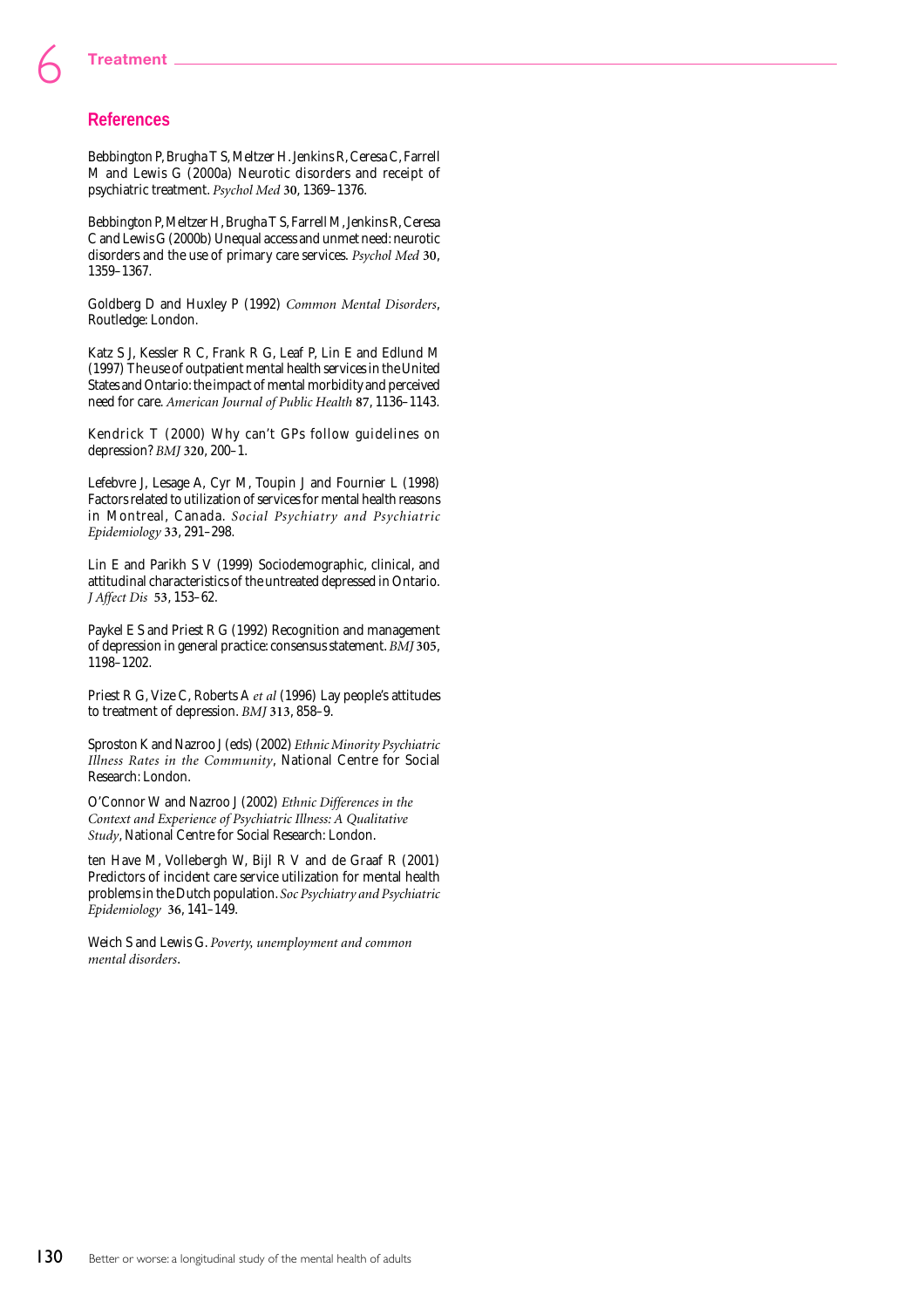## References

Bebbington P, Brugha T S, Meltzer H. Jenkins R, Ceresa C, Farrell M and Lewis G (2000a) Neurotic disorders and receipt of psychiatric treatment. *Psychol Med* **30**, 1369–1376.

Bebbington P, Meltzer H, Brugha T S, Farrell M, Jenkins R, Ceresa C and Lewis G (2000b) Unequal access and unmet need: neurotic disorders and the use of primary care services. *Psychol Med* **30**, 1359–1367.

Goldberg D and Huxley P (1992) *Common Mental Disorders*, Routledge: London.

Katz S J, Kessler R C, Frank R G, Leaf P, Lin E and Edlund M (1997) The use of outpatient mental health services in the United States and Ontario: the impact of mental morbidity and perceived need for care. *American Journal of Public Health* **87**, 1136–1143.

Kendrick T (2000) Why can't GPs follow guidelines on depression? *BMJ* **320**, 200–1.

Lefebvre J, Lesage A, Cyr M, Toupin J and Fournier L (1998) Factors related to utilization of services for mental health reasons in Montreal, Canada. *Social Psychiatry and Psychiatric Epidemiology* **33**, 291–298.

Lin E and Parikh S V (1999) Sociodemographic, clinical, and attitudinal characteristics of the untreated depressed in Ontario. *J Affect Dis* **53**, 153–62.

Paykel E S and Priest R G (1992) Recognition and management of depression in general practice: consensus statement. *BMJ* **305**, 1198–1202.

Priest R G, Vize C, Roberts A *et al* (1996) Lay people's attitudes to treatment of depression. *BMJ* **313**, 858–9.

Sproston K and Nazroo J (eds) (2002) *Ethnic Minority Psychiatric Illness Rates in the Community*, National Centre for Social Research: London.

O'Connor W and Nazroo J (2002) *Ethnic Differences in the Context and Experience of Psychiatric Illness: A Qualitative Study*, National Centre for Social Research: London.

ten Have M, Vollebergh W, Bijl R V and de Graaf R (2001) Predictors of incident care service utilization for mental health problems in the Dutch population. *Soc Psychiatry and Psychiatric Epidemiology* **36**, 141–149.

Weich S and Lewis G. *Poverty, unemployment and common mental disorders*.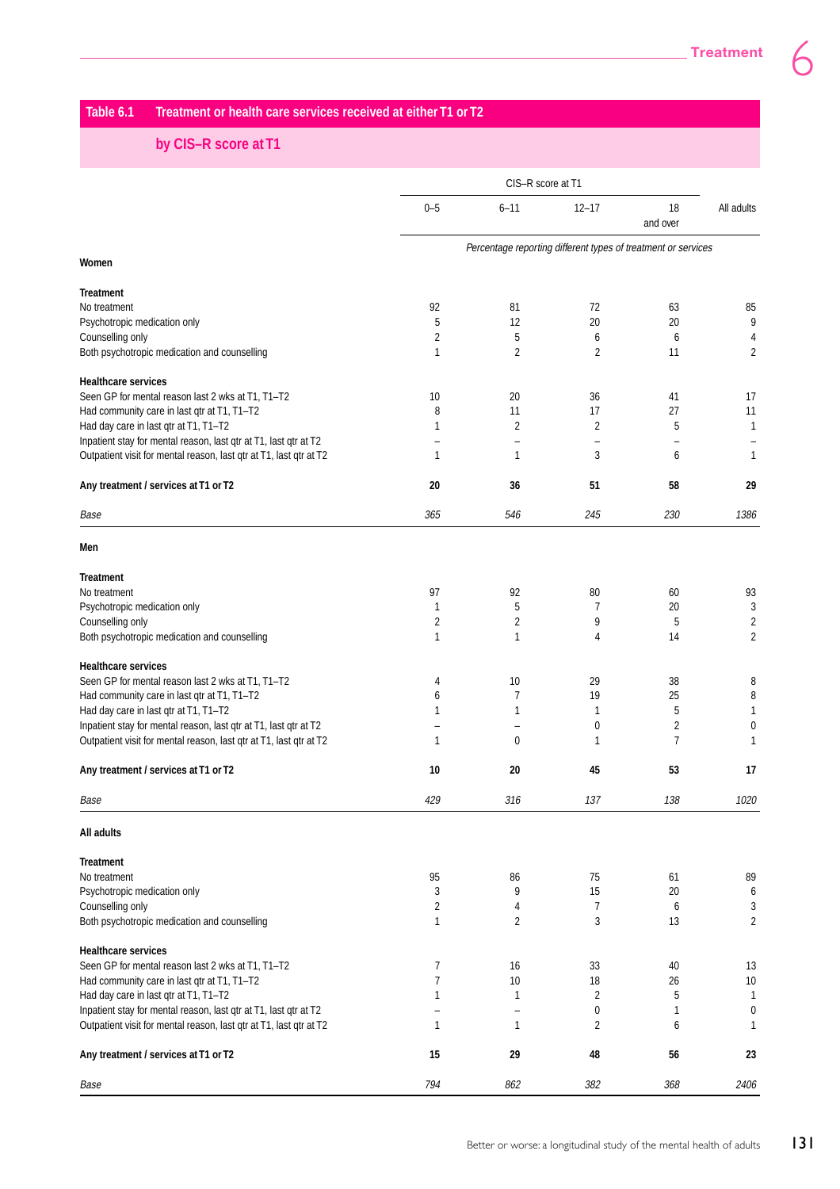## Table 6.1 Treatment or health care services received at either T1 or T2 by CIS–R score at T1

| | CIS–R score at T1 | | | | All adults |
|---|---|---|---|---|---|
| | 0–5 | 6–11 | 12–17 | 18 and over | |
| | *Percentage reporting different types of treatment or services* | | | | |
| **Women** | | | | | |
| **Treatment** | | | | | |
| No treatment | 92 | 81 | 72 | 63 | 85 |
| Psychotropic medication only | 5 | 12 | 20 | 20 | 9 |
| Counselling only | 2 | 5 | 6 | 6 | 4 |
| Both psychotropic medication and counselling | 1 | 2 | 2 | 11 | 2 |
| **Healthcare services** | | | | | |
| Seen GP for mental reason last 2 wks at T1, T1–T2 | 10 | 20 | 36 | 41 | 17 |
| Had community care in last qtr at T1, T1–T2 | 8 | 11 | 17 | 27 | 11 |
| Had day care in last qtr at T1, T1–T2 | 1 | 2 | 2 | 5 | 1 |
| Inpatient stay for mental reason, last qtr at T1, last qtr at T2 | – | – | – | – | – |
| Outpatient visit for mental reason, last qtr at T1, last qtr at T2 | 1 | 1 | 3 | 6 | 1 |
| **Any treatment / services at T1 or T2** | **20** | **36** | **51** | **58** | **29** |
| *Base* | *365* | *546* | *245* | *230* | *1386* |
| **Men** | | | | | |
| **Treatment** | | | | | |
| No treatment | 97 | 92 | 80 | 60 | 93 |
| Psychotropic medication only | 1 | 5 | 7 | 20 | 3 |
| Counselling only | 2 | 2 | 9 | 5 | 2 |
| Both psychotropic medication and counselling | 1 | 1 | 4 | 14 | 2 |
| **Healthcare services** | | | | | |
| Seen GP for mental reason last 2 wks at T1, T1–T2 | 4 | 10 | 29 | 38 | 8 |
| Had community care in last qtr at T1, T1–T2 | 6 | 7 | 19 | 25 | 8 |
| Had day care in last qtr at T1, T1–T2 | 1 | 1 | 1 | 5 | 1 |
| Inpatient stay for mental reason, last qtr at T1, last qtr at T2 | – | – | 0 | 2 | 0 |
| Outpatient visit for mental reason, last qtr at T1, last qtr at T2 | 1 | 0 | 1 | 7 | 1 |
| **Any treatment / services at T1 or T2** | **10** | **20** | **45** | **53** | **17** |
| *Base* | *429* | *316* | *137* | *138* | *1020* |
| **All adults** | | | | | |
| **Treatment** | | | | | |
| No treatment | 95 | 86 | 75 | 61 | 89 |
| Psychotropic medication only | 3 | 9 | 15 | 20 | 6 |
| Counselling only | 2 | 4 | 7 | 6 | 3 |
| Both psychotropic medication and counselling | 1 | 2 | 3 | 13 | 2 |
| **Healthcare services** | | | | | |
| Seen GP for mental reason last 2 wks at T1, T1–T2 | 7 | 16 | 33 | 40 | 13 |
| Had community care in last qtr at T1, T1–T2 | 7 | 10 | 18 | 26 | 10 |
| Had day care in last qtr at T1, T1–T2 | 1 | 1 | 2 | 5 | 1 |
| Inpatient stay for mental reason, last qtr at T1, last qtr at T2 | – | – | 0 | 1 | 0 |
| Outpatient visit for mental reason, last qtr at T1, last qtr at T2 | 1 | 1 | 2 | 6 | 1 |
| **Any treatment / services at T1 or T2** | **15** | **29** | **48** | **56** | **23** |
| *Base* | *794* | *862* | *382* | *368* | *2406* |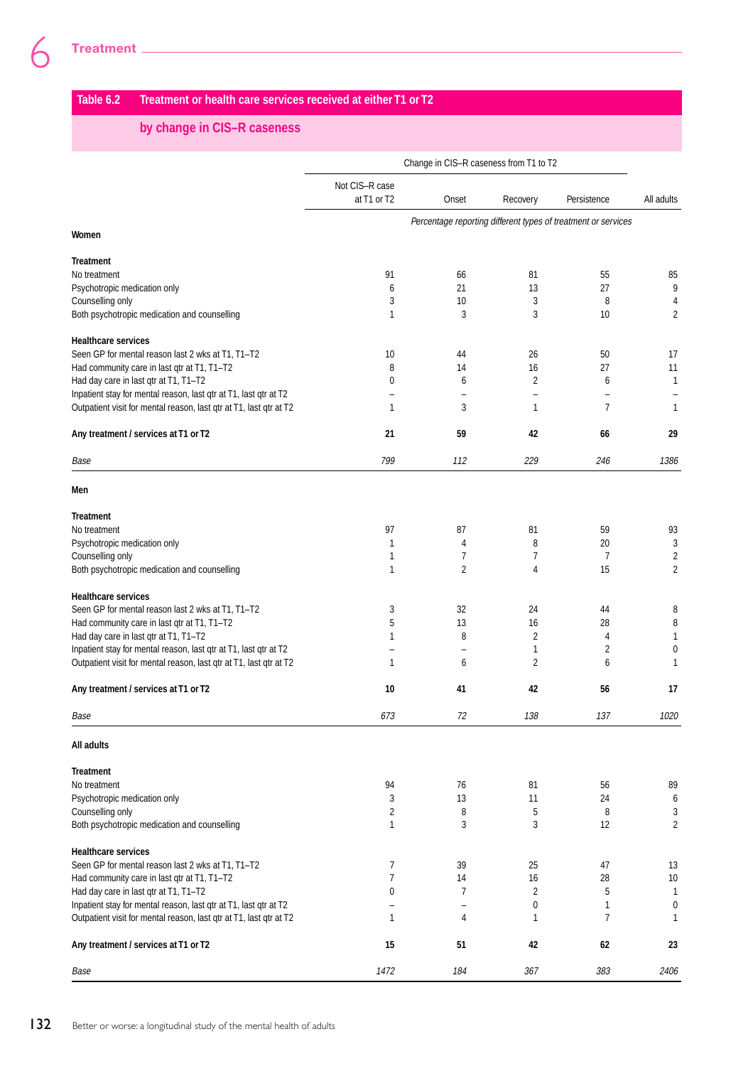## Table 6.2 Treatment or health care services received at either T1 or T2 by change in CIS–R caseness

| | Change in CIS–R caseness from T1 to T2 | | | | |
|---|---|---|---|---|---|
| | Not CIS–R case at T1 or T2 | Onset | Recovery | Persistence | All adults |
| | *Percentage reporting different types of treatment or services* | | | | |
| **Women** | | | | | |
| **Treatment** | | | | | |
| No treatment | 91 | 66 | 81 | 55 | 85 |
| Psychotropic medication only | 6 | 21 | 13 | 27 | 9 |
| Counselling only | 3 | 10 | 3 | 8 | 4 |
| Both psychotropic medication and counselling | 1 | 3 | 3 | 10 | 2 |
| **Healthcare services** | | | | | |
| Seen GP for mental reason last 2 wks at T1, T1–T2 | 10 | 44 | 26 | 50 | 17 |
| Had community care in last qtr at T1, T1–T2 | 8 | 14 | 16 | 27 | 11 |
| Had day care in last qtr at T1, T1–T2 | 0 | 6 | 2 | 6 | 1 |
| Inpatient stay for mental reason, last qtr at T1, last qtr at T2 | – | – | – | – | – |
| Outpatient visit for mental reason, last qtr at T1, last qtr at T2 | 1 | 3 | 1 | 7 | 1 |
| **Any treatment / services at T1 or T2** | **21** | **59** | **42** | **66** | **29** |
| *Base* | *799* | *112* | *229* | *246* | *1386* |
| **Men** | | | | | |
| **Treatment** | | | | | |
| No treatment | 97 | 87 | 81 | 59 | 93 |
| Psychotropic medication only | 1 | 4 | 8 | 20 | 3 |
| Counselling only | 1 | 7 | 7 | 7 | 2 |
| Both psychotropic medication and counselling | 1 | 2 | 4 | 15 | 2 |
| **Healthcare services** | | | | | |
| Seen GP for mental reason last 2 wks at T1, T1–T2 | 3 | 32 | 24 | 44 | 8 |
| Had community care in last qtr at T1, T1–T2 | 5 | 13 | 16 | 28 | 8 |
| Had day care in last qtr at T1, T1–T2 | 1 | 8 | 2 | 4 | 1 |
| Inpatient stay for mental reason, last qtr at T1, last qtr at T2 | – | – | 1 | 2 | 0 |
| Outpatient visit for mental reason, last qtr at T1, last qtr at T2 | 1 | 6 | 2 | 6 | 1 |
| **Any treatment / services at T1 or T2** | **10** | **41** | **42** | **56** | **17** |
| *Base* | *673* | *72* | *138* | *137* | *1020* |
| **All adults** | | | | | |
| **Treatment** | | | | | |
| No treatment | 94 | 76 | 81 | 56 | 89 |
| Psychotropic medication only | 3 | 13 | 11 | 24 | 6 |
| Counselling only | 2 | 8 | 5 | 8 | 3 |
| Both psychotropic medication and counselling | 1 | 3 | 3 | 12 | 2 |
| **Healthcare services** | | | | | |
| Seen GP for mental reason last 2 wks at T1, T1–T2 | 7 | 39 | 25 | 47 | 13 |
| Had community care in last qtr at T1, T1–T2 | 7 | 14 | 16 | 28 | 10 |
| Had day care in last qtr at T1, T1–T2 | 0 | 7 | 2 | 5 | 1 |
| Inpatient stay for mental reason, last qtr at T1, last qtr at T2 | – | – | 0 | 1 | 0 |
| Outpatient visit for mental reason, last qtr at T1, last qtr at T2 | 1 | 4 | 1 | 7 | 1 |
| **Any treatment / services at T1 or T2** | **15** | **51** | **42** | **62** | **23** |
| *Base* | *1472* | *184* | *367* | *383* | *2406* |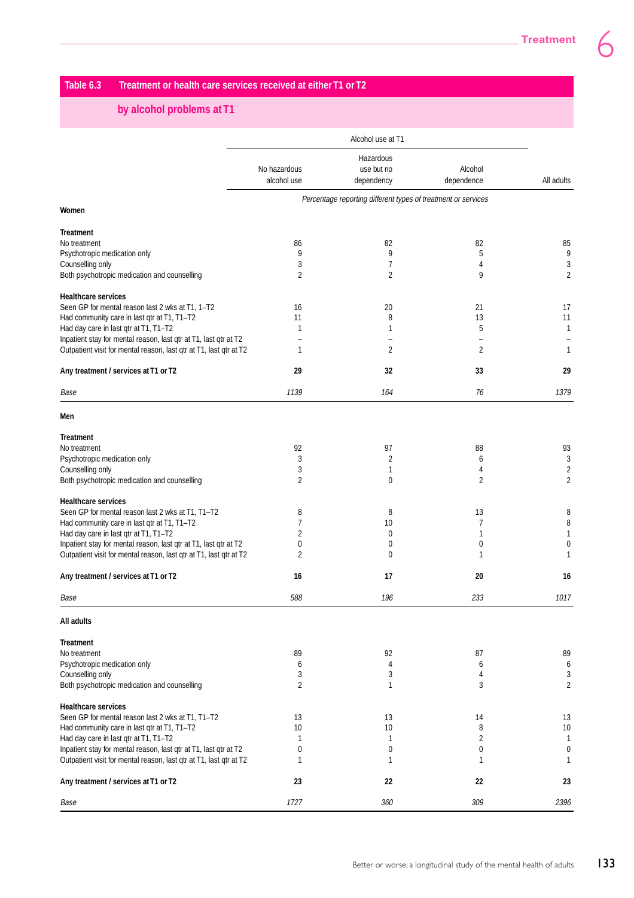## Table 6.3 Treatment or health care services received at either T1 or T2 by alcohol problems at T1

| | Alcohol use at T1 | | | |
|---|---|---|---|---|
| | No hazardous alcohol use | Hazardous use but no dependency | Alcohol dependence | All adults |
| | *Percentage reporting different types of treatment or services* | | | |
| **Women** | | | | |
| **Treatment** | | | | |
| No treatment | 86 | 82 | 82 | 85 |
| Psychotropic medication only | 9 | 9 | 5 | 9 |
| Counselling only | 3 | 7 | 4 | 3 |
| Both psychotropic medication and counselling | 2 | 2 | 9 | 2 |
| **Healthcare services** | | | | |
| Seen GP for mental reason last 2 wks at T1, 1–T2 | 16 | 20 | 21 | 17 |
| Had community care in last qtr at T1, T1–T2 | 11 | 8 | 13 | 11 |
| Had day care in last qtr at T1, T1–T2 | 1 | 1 | 5 | 1 |
| Inpatient stay for mental reason, last qtr at T1, last qtr at T2 | – | – | – | – |
| Outpatient visit for mental reason, last qtr at T1, last qtr at T2 | 1 | 2 | 2 | 1 |
| **Any treatment / services at T1 or T2** | **29** | **32** | **33** | **29** |
| *Base* | *1139* | *164* | *76* | *1379* |
| **Men** | | | | |
| **Treatment** | | | | |
| No treatment | 92 | 97 | 88 | 93 |
| Psychotropic medication only | 3 | 2 | 6 | 3 |
| Counselling only | 3 | 1 | 4 | 2 |
| Both psychotropic medication and counselling | 2 | 0 | 2 | 2 |
| **Healthcare services** | | | | |
| Seen GP for mental reason last 2 wks at T1, T1–T2 | 8 | 8 | 13 | 8 |
| Had community care in last qtr at T1, T1–T2 | 7 | 10 | 7 | 8 |
| Had day care in last qtr at T1, T1–T2 | 2 | 0 | 1 | 1 |
| Inpatient stay for mental reason, last qtr at T1, last qtr at T2 | 0 | 0 | 0 | 0 |
| Outpatient visit for mental reason, last qtr at T1, last qtr at T2 | 2 | 0 | 1 | 1 |
| **Any treatment / services at T1 or T2** | **16** | **17** | **20** | **16** |
| *Base* | *588* | *196* | *233* | *1017* |
| **All adults** | | | | |
| **Treatment** | | | | |
| No treatment | 89 | 92 | 87 | 89 |
| Psychotropic medication only | 6 | 4 | 6 | 6 |
| Counselling only | 3 | 3 | 4 | 3 |
| Both psychotropic medication and counselling | 2 | 1 | 3 | 2 |
| **Healthcare services** | | | | |
| Seen GP for mental reason last 2 wks at T1, T1–T2 | 13 | 13 | 14 | 13 |
| Had community care in last qtr at T1, T1–T2 | 10 | 10 | 8 | 10 |
| Had day care in last qtr at T1, T1–T2 | 1 | 1 | 2 | 1 |
| Inpatient stay for mental reason, last qtr at T1, last qtr at T2 | 0 | 0 | 0 | 0 |
| Outpatient visit for mental reason, last qtr at T1, last qtr at T2 | 1 | 1 | 1 | 1 |
| **Any treatment / services at T1 or T2** | **23** | **22** | **22** | **23** |
| *Base* | *1727* | *360* | *309* | *2396* |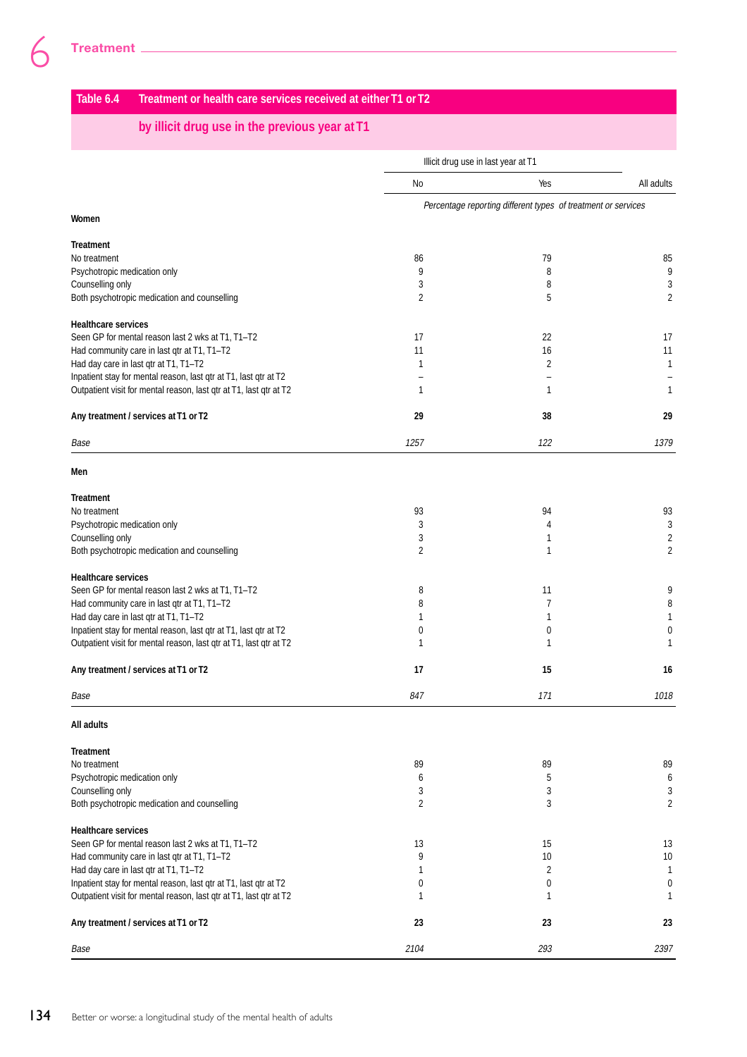## Table 6.4 Treatment or health care services received at either T1 or T2 by illicit drug use in the previous year at T1

| | Illicit drug use in last year at T1 | | All adults |
|---|---|---|---|
| | No | Yes | |
| | *Percentage reporting different types of treatment or services* | | |
| **Women** | | | |
| **Treatment** | | | |
| No treatment | 86 | 79 | 85 |
| Psychotropic medication only | 9 | 8 | 9 |
| Counselling only | 3 | 8 | 3 |
| Both psychotropic medication and counselling | 2 | 5 | 2 |
| **Healthcare services** | | | |
| Seen GP for mental reason last 2 wks at T1, T1–T2 | 17 | 22 | 17 |
| Had community care in last qtr at T1, T1–T2 | 11 | 16 | 11 |
| Had day care in last qtr at T1, T1–T2 | 1 | 2 | 1 |
| Inpatient stay for mental reason, last qtr at T1, last qtr at T2 | – | – | – |
| Outpatient visit for mental reason, last qtr at T1, last qtr at T2 | 1 | 1 | 1 |
| **Any treatment / services at T1 or T2** | **29** | **38** | **29** |
| *Base* | *1257* | *122* | *1379* |
| **Men** | | | |
| **Treatment** | | | |
| No treatment | 93 | 94 | 93 |
| Psychotropic medication only | 3 | 4 | 3 |
| Counselling only | 3 | 1 | 2 |
| Both psychotropic medication and counselling | 2 | 1 | 2 |
| **Healthcare services** | | | |
| Seen GP for mental reason last 2 wks at T1, T1–T2 | 8 | 11 | 9 |
| Had community care in last qtr at T1, T1–T2 | 8 | 7 | 8 |
| Had day care in last qtr at T1, T1–T2 | 1 | 1 | 1 |
| Inpatient stay for mental reason, last qtr at T1, last qtr at T2 | 0 | 0 | 0 |
| Outpatient visit for mental reason, last qtr at T1, last qtr at T2 | 1 | 1 | 1 |
| **Any treatment / services at T1 or T2** | **17** | **15** | **16** |
| *Base* | *847* | *171* | *1018* |
| **All adults** | | | |
| **Treatment** | | | |
| No treatment | 89 | 89 | 89 |
| Psychotropic medication only | 6 | 5 | 6 |
| Counselling only | 3 | 3 | 3 |
| Both psychotropic medication and counselling | 2 | 3 | 2 |
| **Healthcare services** | | | |
| Seen GP for mental reason last 2 wks at T1, T1–T2 | 13 | 15 | 13 |
| Had community care in last qtr at T1, T1–T2 | 9 | 10 | 10 |
| Had day care in last qtr at T1, T1–T2 | 1 | 2 | 1 |
| Inpatient stay for mental reason, last qtr at T1, last qtr at T2 | 0 | 0 | 0 |
| Outpatient visit for mental reason, last qtr at T1, last qtr at T2 | 1 | 1 | 1 |
| **Any treatment / services at T1 or T2** | **23** | **23** | **23** |
| *Base* | *2104* | *293* | *2397* |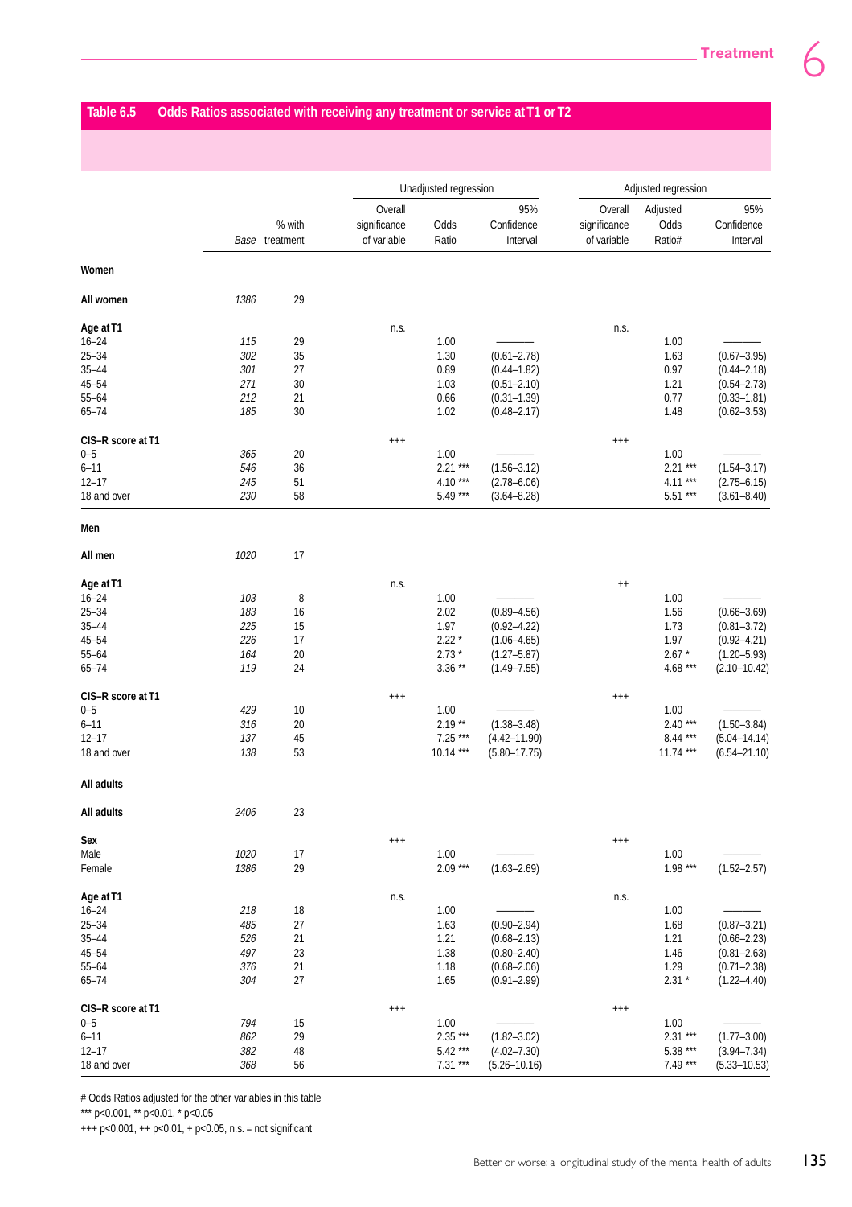**Table 6.5 Odds Ratios associated with receiving any treatment or service at T1 or T2**

| | Base | % with treatment | Unadjusted regression: Overall significance of variable | Odds Ratio | 95% Confidence Interval | Adjusted regression: Overall significance of variable | Adjusted Odds Ratio# | 95% Confidence Interval |
|---|---|---|---|---|---|---|---|---|
| **Women** | | | | | | | | |
| **All women** | *1386* | 29 | | | | | | |
| **Age at T1** | | | n.s. | | | n.s. | | |
| 16–24 | *115* | 29 | | 1.00 | ——— | | 1.00 | ——— |
| 25–34 | *302* | 35 | | 1.30 | (0.61–2.78) | | 1.63 | (0.67–3.95) |
| 35–44 | *301* | 27 | | 0.89 | (0.44–1.82) | | 0.97 | (0.44–2.18) |
| 45–54 | *271* | 30 | | 1.03 | (0.51–2.10) | | 1.21 | (0.54–2.73) |
| 55–64 | *212* | 21 | | 0.66 | (0.31–1.39) | | 0.77 | (0.33–1.81) |
| 65–74 | *185* | 30 | | 1.02 | (0.48–2.17) | | 1.48 | (0.62–3.53) |
| **CIS–R score at T1** | | | +++ | | | +++ | | |
| 0–5 | *365* | 20 | | 1.00 | ——— | | 1.00 | ——— |
| 6–11 | *546* | 36 | | 2.21 *** | (1.56–3.12) | | 2.21 *** | (1.54–3.17) |
| 12–17 | *245* | 51 | | 4.10 *** | (2.78–6.06) | | 4.11 *** | (2.75–6.15) |
| 18 and over | *230* | 58 | | 5.49 *** | (3.64–8.28) | | 5.51 *** | (3.61–8.40) |
| **Men** | | | | | | | | |
| **All men** | *1020* | 17 | | | | | | |
| **Age at T1** | | | n.s. | | | ++ | | |
| 16–24 | *103* | 8 | | 1.00 | ——— | | 1.00 | ——— |
| 25–34 | *183* | 16 | | 2.02 | (0.89–4.56) | | 1.56 | (0.66–3.69) |
| 35–44 | *225* | 15 | | 1.97 | (0.92–4.22) | | 1.73 | (0.81–3.72) |
| 45–54 | *226* | 17 | | 2.22 * | (1.06–4.65) | | 1.97 | (0.92–4.21) |
| 55–64 | *164* | 20 | | 2.73 * | (1.27–5.87) | | 2.67 * | (1.20–5.93) |
| 65–74 | *119* | 24 | | 3.36 ** | (1.49–7.55) | | 4.68 *** | (2.10–10.42) |
| **CIS–R score at T1** | | | +++ | | | +++ | | |
| 0–5 | *429* | 10 | | 1.00 | ——— | | 1.00 | ——— |
| 6–11 | *316* | 20 | | 2.19 ** | (1.38–3.48) | | 2.40 *** | (1.50–3.84) |
| 12–17 | *137* | 45 | | 7.25 *** | (4.42–11.90) | | 8.44 *** | (5.04–14.14) |
| 18 and over | *138* | 53 | | 10.14 *** | (5.80–17.75) | | 11.74 *** | (6.54–21.10) |
| **All adults** | | | | | | | | |
| **All adults** | *2406* | 23 | | | | | | |
| **Sex** | | | +++ | | | +++ | | |
| Male | *1020* | 17 | | 1.00 | ——— | | 1.00 | ——— |
| Female | *1386* | 29 | | 2.09 *** | (1.63–2.69) | | 1.98 *** | (1.52–2.57) |
| **Age at T1** | | | n.s. | | | n.s. | | |
| 16–24 | *218* | 18 | | 1.00 | ——— | | 1.00 | ——— |
| 25–34 | *485* | 27 | | 1.63 | (0.90–2.94) | | 1.68 | (0.87–3.21) |
| 35–44 | *526* | 21 | | 1.21 | (0.68–2.13) | | 1.21 | (0.66–2.23) |
| 45–54 | *497* | 23 | | 1.38 | (0.80–2.40) | | 1.46 | (0.81–2.63) |
| 55–64 | *376* | 21 | | 1.18 | (0.68–2.06) | | 1.29 | (0.71–2.38) |
| 65–74 | *304* | 27 | | 1.65 | (0.91–2.99) | | 2.31 * | (1.22–4.40) |
| **CIS–R score at T1** | | | +++ | | | +++ | | |
| 0–5 | *794* | 15 | | 1.00 | ——— | | 1.00 | ——— |
| 6–11 | *862* | 29 | | 2.35 *** | (1.82–3.02) | | 2.31 *** | (1.77–3.00) |
| 12–17 | *382* | 48 | | 5.42 *** | (4.02–7.30) | | 5.38 *** | (3.94–7.34) |
| 18 and over | *368* | 56 | | 7.31 *** | (5.26–10.16) | | 7.49 *** | (5.33–10.53) |

# Odds Ratios adjusted for the other variables in this table

*** p<0.001, ** p<0.01, * p<0.05

+++ p<0.001, ++ p<0.01, + p<0.05, n.s. = not significant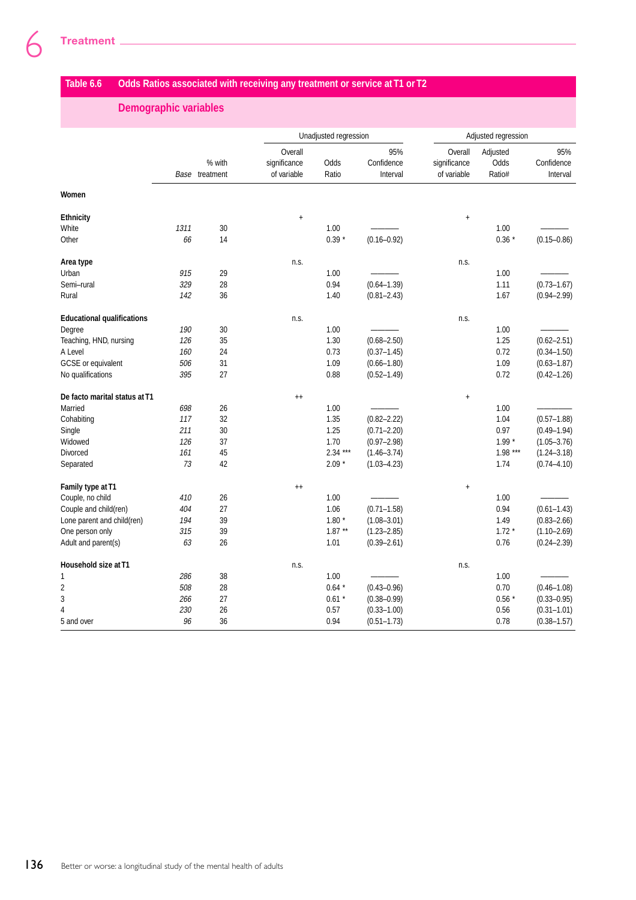## Table 6.6 Odds Ratios associated with receiving any treatment or service at T1 or T2

### Demographic variables

| | | | Unadjusted regression | | | Adjusted regression | | |
|---|---|---|---|---|---|---|---|---|
| | *Base* | % with treatment | Overall significance of variable | Odds Ratio | 95% Confidence Interval | Overall significance of variable | Adjusted Odds Ratio# | 95% Confidence Interval |
| **Women** | | | | | | | | |
| **Ethnicity** | | | + | | | + | | |
| White | *1311* | 30 | | 1.00 | ——— | | 1.00 | ——— |
| Other | *66* | 14 | | 0.39 * | (0.16–0.92) | | 0.36 * | (0.15–0.86) |
| **Area type** | | | n.s. | | | n.s. | | |
| Urban | *915* | 29 | | 1.00 | ——— | | 1.00 | ——— |
| Semi–rural | *329* | 28 | | 0.94 | (0.64–1.39) | | 1.11 | (0.73–1.67) |
| Rural | *142* | 36 | | 1.40 | (0.81–2.43) | | 1.67 | (0.94–2.99) |
| **Educational qualifications** | | | n.s. | | | n.s. | | |
| Degree | *190* | 30 | | 1.00 | ——— | | 1.00 | ——— |
| Teaching, HND, nursing | *126* | 35 | | 1.30 | (0.68–2.50) | | 1.25 | (0.62–2.51) |
| A Level | *160* | 24 | | 0.73 | (0.37–1.45) | | 0.72 | (0.34–1.50) |
| GCSE or equivalent | *506* | 31 | | 1.09 | (0.66–1.80) | | 1.09 | (0.63–1.87) |
| No qualifications | *395* | 27 | | 0.88 | (0.52–1.49) | | 0.72 | (0.42–1.26) |
| **De facto marital status at T1** | | | ++ | | | + | | |
| Married | *698* | 26 | | 1.00 | ——— | | 1.00 | ——— |
| Cohabiting | *117* | 32 | | 1.35 | (0.82–2.22) | | 1.04 | (0.57–1.88) |
| Single | *211* | 30 | | 1.25 | (0.71–2.20) | | 0.97 | (0.49–1.94) |
| Widowed | *126* | 37 | | 1.70 | (0.97–2.98) | | 1.99 * | (1.05–3.76) |
| Divorced | *161* | 45 | | 2.34 *** | (1.46–3.74) | | 1.98 *** | (1.24–3.18) |
| Separated | *73* | 42 | | 2.09 * | (1.03–4.23) | | 1.74 | (0.74–4.10) |
| **Family type at T1** | | | ++ | | | + | | |
| Couple, no child | *410* | 26 | | 1.00 | ——— | | 1.00 | ——— |
| Couple and child(ren) | *404* | 27 | | 1.06 | (0.71–1.58) | | 0.94 | (0.61–1.43) |
| Lone parent and child(ren) | *194* | 39 | | 1.80 * | (1.08–3.01) | | 1.49 | (0.83–2.66) |
| One person only | *315* | 39 | | 1.87 ** | (1.23–2.85) | | 1.72 * | (1.10–2.69) |
| Adult and parent(s) | *63* | 26 | | 1.01 | (0.39–2.61) | | 0.76 | (0.24–2.39) |
| **Household size at T1** | | | n.s. | | | n.s. | | |
| 1 | *286* | 38 | | 1.00 | ——— | | 1.00 | ——— |
| 2 | *508* | 28 | | 0.64 * | (0.43–0.96) | | 0.70 | (0.46–1.08) |
| 3 | *266* | 27 | | 0.61 * | (0.38–0.99) | | 0.56 * | (0.33–0.95) |
| 4 | *230* | 26 | | 0.57 | (0.33–1.00) | | 0.56 | (0.31–1.01) |
| 5 and over | *96* | 36 | | 0.94 | (0.51–1.73) | | 0.78 | (0.38–1.57) |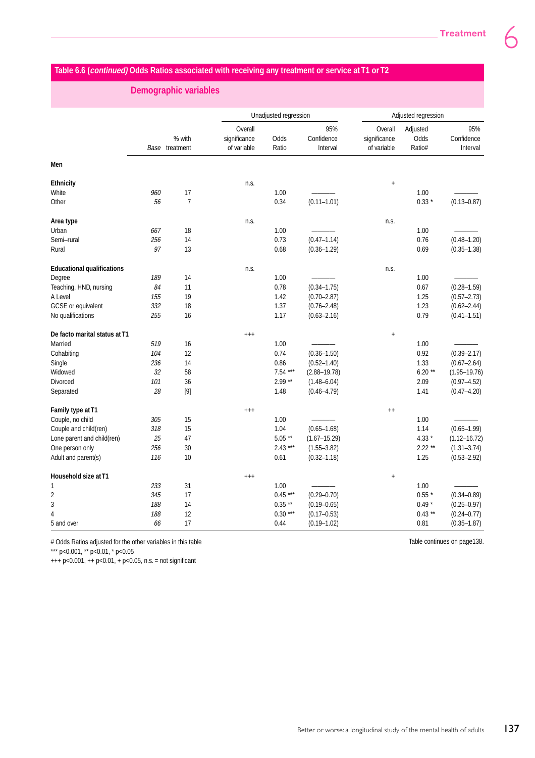**Table 6.6 *(continued)* Odds Ratios associated with receiving any treatment or service at T1 or T2**

**Demographic variables**

| | Base | % with treatment | Unadjusted regression: Overall significance of variable | Odds Ratio | 95% Confidence Interval | Adjusted regression: Overall significance of variable | Adjusted Odds Ratio# | 95% Confidence Interval |
|---|---|---|---|---|---|---|---|---|
| **Men** | | | | | | | | |
| **Ethnicity** | | | n.s. | | | + | | |
| White | *960* | 17 | | 1.00 | ——— | | 1.00 | ——— |
| Other | *56* | 7 | | 0.34 | (0.11–1.01) | | 0.33 * | (0.13–0.87) |
| **Area type** | | | n.s. | | | n.s. | | |
| Urban | *667* | 18 | | 1.00 | ——— | | 1.00 | ——— |
| Semi–rural | *256* | 14 | | 0.73 | (0.47–1.14) | | 0.76 | (0.48–1.20) |
| Rural | *97* | 13 | | 0.68 | (0.36–1.29) | | 0.69 | (0.35–1.38) |
| **Educational qualifications** | | | n.s. | | | n.s. | | |
| Degree | *189* | 14 | | 1.00 | ——— | | 1.00 | ——— |
| Teaching, HND, nursing | *84* | 11 | | 0.78 | (0.34–1.75) | | 0.67 | (0.28–1.59) |
| A Level | *155* | 19 | | 1.42 | (0.70–2.87) | | 1.25 | (0.57–2.73) |
| GCSE or equivalent | *332* | 18 | | 1.37 | (0.76–2.48) | | 1.23 | (0.62–2.44) |
| No qualifications | *255* | 16 | | 1.17 | (0.63–2.16) | | 0.79 | (0.41–1.51) |
| **De facto marital status at T1** | | | +++ | | | + | | |
| Married | *519* | 16 | | 1.00 | ——— | | 1.00 | ——— |
| Cohabiting | *104* | 12 | | 0.74 | (0.36–1.50) | | 0.92 | (0.39–2.17) |
| Single | *236* | 14 | | 0.86 | (0.52–1.40) | | 1.33 | (0.67–2.64) |
| Widowed | *32* | 58 | | 7.54 *** | (2.88–19.78) | | 6.20 ** | (1.95–19.76) |
| Divorced | *101* | 36 | | 2.99 ** | (1.48–6.04) | | 2.09 | (0.97–4.52) |
| Separated | *28* | [9] | | 1.48 | (0.46–4.79) | | 1.41 | (0.47–4.20) |
| **Family type at T1** | | | +++ | | | ++ | | |
| Couple, no child | *305* | 15 | | 1.00 | ——— | | 1.00 | ——— |
| Couple and child(ren) | *318* | 15 | | 1.04 | (0.65–1.68) | | 1.14 | (0.65–1.99) |
| Lone parent and child(ren) | *25* | 47 | | 5.05 ** | (1.67–15.29) | | 4.33 * | (1.12–16.72) |
| One person only | *256* | 30 | | 2.43 *** | (1.55–3.82) | | 2.22 ** | (1.31–3.74) |
| Adult and parent(s) | *116* | 10 | | 0.61 | (0.32–1.18) | | 1.25 | (0.53–2.92) |
| **Household size at T1** | | | +++ | | | + | | |
| 1 | *233* | 31 | | 1.00 | ——— | | 1.00 | ——— |
| 2 | *345* | 17 | | 0.45 *** | (0.29–0.70) | | 0.55 * | (0.34–0.89) |
| 3 | *188* | 14 | | 0.35 ** | (0.19–0.65) | | 0.49 * | (0.25–0.97) |
| 4 | *188* | 12 | | 0.30 *** | (0.17–0.53) | | 0.43 ** | (0.24–0.77) |
| 5 and over | *66* | 17 | | 0.44 | (0.19–1.02) | | 0.81 | (0.35–1.87) |

# Odds Ratios adjusted for the other variables in this table
*** p<0.001, ** p<0.01, * p<0.05
+++ p<0.001, ++ p<0.01, + p<0.05, n.s. = not significant

Table continues on page138.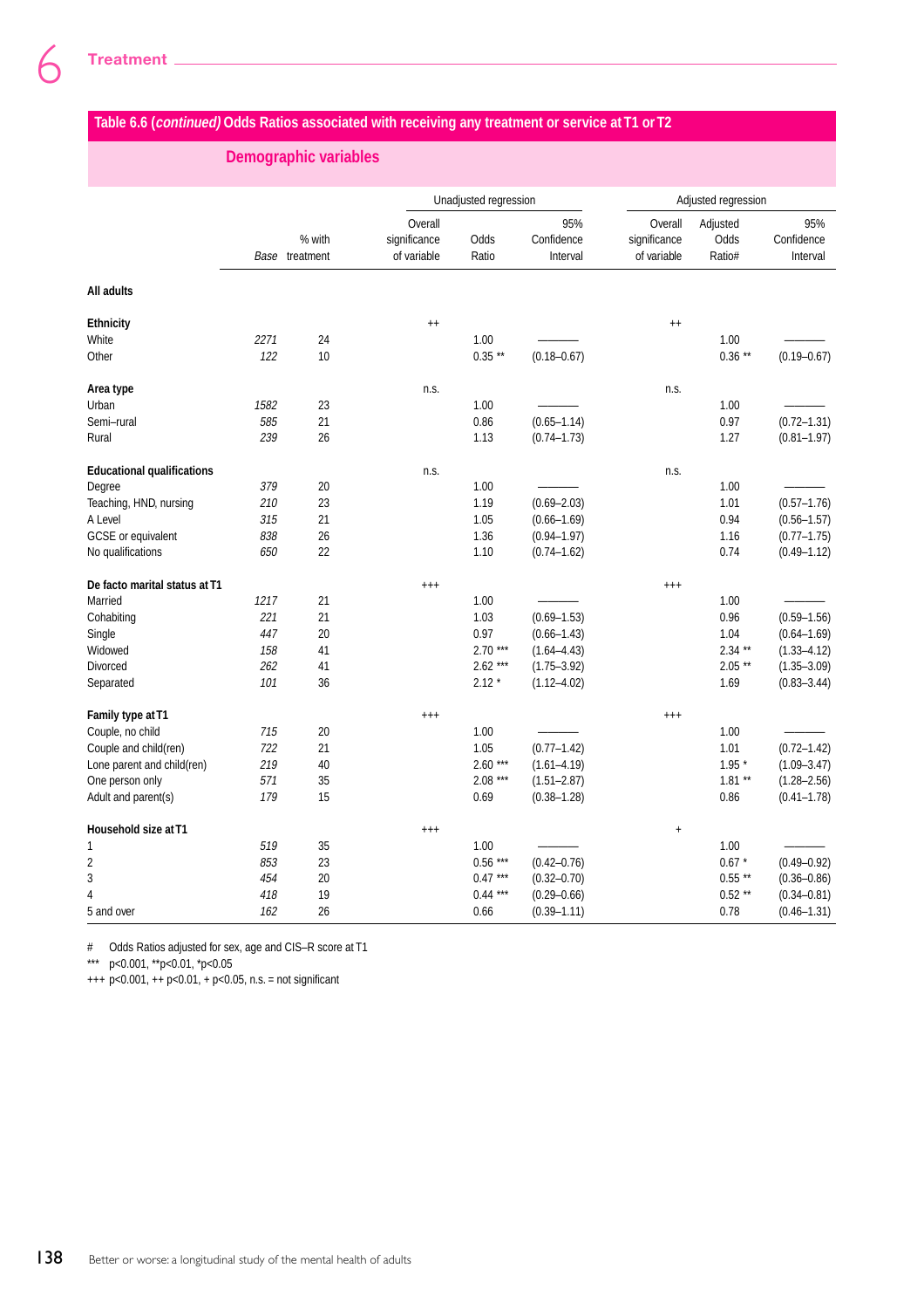## Table 6.6 (*continued*) Odds Ratios associated with receiving any treatment or service at T1 or T2

### Demographic variables

| | Base | % with treatment | Unadjusted regression: Overall significance of variable | Odds Ratio | 95% Confidence Interval | Adjusted regression: Overall significance of variable | Adjusted Odds Ratio# | 95% Confidence Interval |
|---|---|---|---|---|---|---|---|---|
| **All adults** | | | | | | | | |
| **Ethnicity** | | | ++ | | | ++ | | |
| White | *2271* | 24 | | 1.00 | ——— | | 1.00 | ——— |
| Other | *122* | 10 | | 0.35 ** | (0.18–0.67) | | 0.36 ** | (0.19–0.67) |
| **Area type** | | | n.s. | | | n.s. | | |
| Urban | *1582* | 23 | | 1.00 | ——— | | 1.00 | ——— |
| Semi–rural | *585* | 21 | | 0.86 | (0.65–1.14) | | 0.97 | (0.72–1.31) |
| Rural | *239* | 26 | | 1.13 | (0.74–1.73) | | 1.27 | (0.81–1.97) |
| **Educational qualifications** | | | n.s. | | | n.s. | | |
| Degree | *379* | 20 | | 1.00 | ——— | | 1.00 | ——— |
| Teaching, HND, nursing | *210* | 23 | | 1.19 | (0.69–2.03) | | 1.01 | (0.57–1.76) |
| A Level | *315* | 21 | | 1.05 | (0.66–1.69) | | 0.94 | (0.56–1.57) |
| GCSE or equivalent | *838* | 26 | | 1.36 | (0.94–1.97) | | 1.16 | (0.77–1.75) |
| No qualifications | *650* | 22 | | 1.10 | (0.74–1.62) | | 0.74 | (0.49–1.12) |
| **De facto marital status at T1** | | | +++ | | | +++ | | |
| Married | *1217* | 21 | | 1.00 | ——— | | 1.00 | ——— |
| Cohabiting | *221* | 21 | | 1.03 | (0.69–1.53) | | 0.96 | (0.59–1.56) |
| Single | *447* | 20 | | 0.97 | (0.66–1.43) | | 1.04 | (0.64–1.69) |
| Widowed | *158* | 41 | | 2.70 *** | (1.64–4.43) | | 2.34 ** | (1.33–4.12) |
| Divorced | *262* | 41 | | 2.62 *** | (1.75–3.92) | | 2.05 ** | (1.35–3.09) |
| Separated | *101* | 36 | | 2.12 * | (1.12–4.02) | | 1.69 | (0.83–3.44) |
| **Family type at T1** | | | +++ | | | +++ | | |
| Couple, no child | *715* | 20 | | 1.00 | ——— | | 1.00 | ——— |
| Couple and child(ren) | *722* | 21 | | 1.05 | (0.77–1.42) | | 1.01 | (0.72–1.42) |
| Lone parent and child(ren) | *219* | 40 | | 2.60 *** | (1.61–4.19) | | 1.95 * | (1.09–3.47) |
| One person only | *571* | 35 | | 2.08 *** | (1.51–2.87) | | 1.81 ** | (1.28–2.56) |
| Adult and parent(s) | *179* | 15 | | 0.69 | (0.38–1.28) | | 0.86 | (0.41–1.78) |
| **Household size at T1** | | | +++ | | | + | | |
| 1 | *519* | 35 | | 1.00 | ——— | | 1.00 | ——— |
| 2 | *853* | 23 | | 0.56 *** | (0.42–0.76) | | 0.67 * | (0.49–0.92) |
| 3 | *454* | 20 | | 0.47 *** | (0.32–0.70) | | 0.55 ** | (0.36–0.86) |
| 4 | *418* | 19 | | 0.44 *** | (0.29–0.66) | | 0.52 ** | (0.34–0.81) |
| 5 and over | *162* | 26 | | 0.66 | (0.39–1.11) | | 0.78 | (0.46–1.31) |

\# Odds Ratios adjusted for sex, age and CIS–R score at T1

*** $p<0.001$, ** $p<0.01$, * $p<0.05$

+++ $p<0.001$, ++ $p<0.01$, + $p<0.05$, n.s. = not significant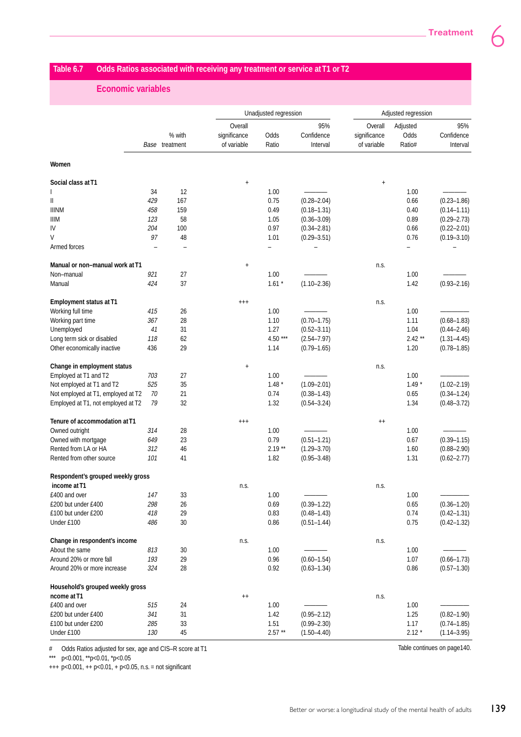## Table 6.7 Odds Ratios associated with receiving any treatment or service at T1 or T2

### Economic variables

| | Base | % with treatment | Unadjusted regression: Overall significance of variable | Odds Ratio | 95% Confidence Interval | Adjusted regression: Overall significance of variable | Adjusted Odds Ratio# | 95% Confidence Interval |
|---|---|---|---|---|---|---|---|---|
| **Women** | | | | | | | | |
| **Social class at T1** | | | + | | | + | | |
| I | 34 | 12 | | 1.00 | ——— | | 1.00 | ——— |
| II | 429 | 167 | | 0.75 | (0.28–2.04) | | 0.66 | (0.23–1.86) |
| IIINM | 458 | 159 | | 0.49 | (0.18–1.31) | | 0.40 | (0.14–1.11) |
| IIIM | 123 | 58 | | 1.05 | (0.36–3.09) | | 0.89 | (0.29–2.73) |
| IV | 204 | 100 | | 0.97 | (0.34–2.81) | | 0.66 | (0.22–2.01) |
| V | 97 | 48 | | 1.01 | (0.29–3.51) | | 0.76 | (0.19–3.10) |
| Armed forces | – | – | | – | – | | – | – |
| **Manual or non–manual work at T1** | | | + | | | n.s. | | |
| Non–manual | 921 | 27 | | 1.00 | ——— | | 1.00 | ——— |
| Manual | 424 | 37 | | 1.61 * | (1.10–2.36) | | 1.42 | (0.93–2.16) |
| **Employment status at T1** | | | +++ | | | n.s. | | |
| Working full time | 415 | 26 | | 1.00 | ——— | | 1.00 | ——— |
| Working part time | 367 | 28 | | 1.10 | (0.70–1.75) | | 1.11 | (0.68–1.83) |
| Unemployed | 41 | 31 | | 1.27 | (0.52–3.11) | | 1.04 | (0.44–2.46) |
| Long term sick or disabled | 118 | 62 | | 4.50 *** | (2.54–7.97) | | 2.42 ** | (1.31–4.45) |
| Other economically inactive | 436 | 29 | | 1.14 | (0.79–1.65) | | 1.20 | (0.78–1.85) |
| **Change in employment status** | | | + | | | n.s. | | |
| Employed at T1 and T2 | 703 | 27 | | 1.00 | ——— | | 1.00 | ——— |
| Not employed at T1 and T2 | 525 | 35 | | 1.48 * | (1.09–2.01) | | 1.49 * | (1.02–2.19) |
| Not employed at T1, employed at T2 | 70 | 21 | | 0.74 | (0.38–1.43) | | 0.65 | (0.34–1.24) |
| Employed at T1, not employed at T2 | 79 | 32 | | 1.32 | (0.54–3.24) | | 1.34 | (0.48–3.72) |
| **Tenure of accommodation at T1** | | | +++ | | | ++ | | |
| Owned outright | 314 | 28 | | 1.00 | ——— | | 1.00 | ——— |
| Owned with mortgage | 649 | 23 | | 0.79 | (0.51–1.21) | | 0.67 | (0.39–1.15) |
| Rented from LA or HA | 312 | 46 | | 2.19 ** | (1.29–3.70) | | 1.60 | (0.88–2.90) |
| Rented from other source | 101 | 41 | | 1.82 | (0.95–3.48) | | 1.31 | (0.62–2.77) |
| **Respondent's grouped weekly gross income at T1** | | | n.s. | | | n.s. | | |
| £400 and over | 147 | 33 | | 1.00 | ——— | | 1.00 | ——— |
| £200 but under £400 | 298 | 26 | | 0.69 | (0.39–1.22) | | 0.65 | (0.36–1.20) |
| £100 but under £200 | 418 | 29 | | 0.83 | (0.48–1.43) | | 0.74 | (0.42–1.31) |
| Under £100 | 486 | 30 | | 0.86 | (0.51–1.44) | | 0.75 | (0.42–1.32) |
| **Change in respondent's income** | | | n.s. | | | n.s. | | |
| About the same | 813 | 30 | | 1.00 | ——— | | 1.00 | ——— |
| Around 20% or more fall | 193 | 29 | | 0.96 | (0.60–1.54) | | 1.07 | (0.66–1.73) |
| Around 20% or more increase | 324 | 28 | | 0.92 | (0.63–1.34) | | 0.86 | (0.57–1.30) |
| **Household's grouped weekly gross ncome at T1** | | | ++ | | | n.s. | | |
| £400 and over | 515 | 24 | | 1.00 | ——— | | 1.00 | ——— |
| £200 but under £400 | 341 | 31 | | 1.42 | (0.95–2.12) | | 1.25 | (0.82–1.90) |
| £100 but under £200 | 285 | 33 | | 1.51 | (0.99–2.30) | | 1.17 | (0.74–1.85) |
| Under £100 | 130 | 45 | | 2.57 ** | (1.50–4.40) | | 2.12 * | (1.14–3.95) |

\# Odds Ratios adjusted for sex, age and CIS–R score at T1

*** p<0.001, **p<0.01, *p<0.05

+++ p<0.001, ++ p<0.01, + p<0.05, n.s. = not significant

Table continues on page140.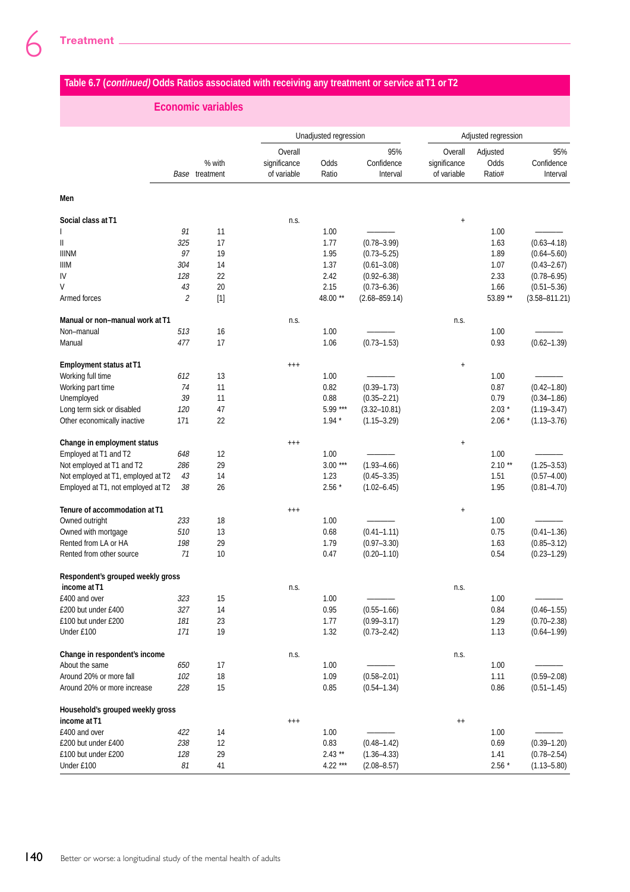## Table 6.7 (*continued*) Odds Ratios associated with receiving any treatment or service at T1 or T2

### Economic variables

| | Base | % with treatment | Unadjusted regression: Overall significance of variable | Odds Ratio | 95% Confidence Interval | Adjusted regression: Overall significance of variable | Adjusted Odds Ratio# | 95% Confidence Interval |
|---|---|---|---|---|---|---|---|---|
| **Men** | | | | | | | | |
| **Social class at T1** | | | n.s. | | | + | | |
| I | *91* | 11 | | 1.00 | ——— | | 1.00 | ——— |
| II | *325* | 17 | | 1.77 | (0.78–3.99) | | 1.63 | (0.63–4.18) |
| IIINM | *97* | 19 | | 1.95 | (0.73–5.25) | | 1.89 | (0.64–5.60) |
| IIIM | *304* | 14 | | 1.37 | (0.61–3.08) | | 1.07 | (0.43–2.67) |
| IV | *128* | 22 | | 2.42 | (0.92–6.38) | | 2.33 | (0.78–6.95) |
| V | *43* | 20 | | 2.15 | (0.73–6.36) | | 1.66 | (0.51–5.36) |
| Armed forces | *2* | [1] | | 48.00 ** | (2.68–859.14) | | 53.89 ** | (3.58–811.21) |
| **Manual or non–manual work at T1** | | | n.s. | | | n.s. | | |
| Non–manual | *513* | 16 | | 1.00 | ——— | | 1.00 | ——— |
| Manual | *477* | 17 | | 1.06 | (0.73–1.53) | | 0.93 | (0.62–1.39) |
| **Employment status at T1** | | | +++ | | | + | | |
| Working full time | *612* | 13 | | 1.00 | ——— | | 1.00 | ——— |
| Working part time | *74* | 11 | | 0.82 | (0.39–1.73) | | 0.87 | (0.42–1.80) |
| Unemployed | *39* | 11 | | 0.88 | (0.35–2.21) | | 0.79 | (0.34–1.86) |
| Long term sick or disabled | *120* | 47 | | 5.99 *** | (3.32–10.81) | | 2.03 * | (1.19–3.47) |
| Other economically inactive | 171 | 22 | | 1.94 * | (1.15–3.29) | | 2.06 * | (1.13–3.76) |
| **Change in employment status** | | | +++ | | | + | | |
| Employed at T1 and T2 | *648* | 12 | | 1.00 | ——— | | 1.00 | ——— |
| Not employed at T1 and T2 | *286* | 29 | | 3.00 *** | (1.93–4.66) | | 2.10 ** | (1.25–3.53) |
| Not employed at T1, employed at T2 | *43* | 14 | | 1.23 | (0.45–3.35) | | 1.51 | (0.57–4.00) |
| Employed at T1, not employed at T2 | *38* | 26 | | 2.56 * | (1.02–6.45) | | 1.95 | (0.81–4.70) |
| **Tenure of accommodation at T1** | | | +++ | | | + | | |
| Owned outright | *233* | 18 | | 1.00 | ——— | | 1.00 | ——— |
| Owned with mortgage | *510* | 13 | | 0.68 | (0.41–1.11) | | 0.75 | (0.41–1.36) |
| Rented from LA or HA | *198* | 29 | | 1.79 | (0.97–3.30) | | 1.63 | (0.85–3.12) |
| Rented from other source | *71* | 10 | | 0.47 | (0.20–1.10) | | 0.54 | (0.23–1.29) |
| **Respondent's grouped weekly gross income at T1** | | | n.s. | | | n.s. | | |
| £400 and over | *323* | 15 | | 1.00 | ——— | | 1.00 | ——— |
| £200 but under £400 | *327* | 14 | | 0.95 | (0.55–1.66) | | 0.84 | (0.46–1.55) |
| £100 but under £200 | *181* | 23 | | 1.77 | (0.99–3.17) | | 1.29 | (0.70–2.38) |
| Under £100 | *171* | 19 | | 1.32 | (0.73–2.42) | | 1.13 | (0.64–1.99) |
| **Change in respondent's income** | | | n.s. | | | n.s. | | |
| About the same | *650* | 17 | | 1.00 | ——— | | 1.00 | ——— |
| Around 20% or more fall | *102* | 18 | | 1.09 | (0.58–2.01) | | 1.11 | (0.59–2.08) |
| Around 20% or more increase | *228* | 15 | | 0.85 | (0.54–1.34) | | 0.86 | (0.51–1.45) |
| **Household's grouped weekly gross income at T1** | | | +++ | | | ++ | | |
| £400 and over | *422* | 14 | | 1.00 | ——— | | 1.00 | ——— |
| £200 but under £400 | *238* | 12 | | 0.83 | (0.48–1.42) | | 0.69 | (0.39–1.20) |
| £100 but under £200 | *128* | 29 | | 2.43 ** | (1.36–4.33) | | 1.41 | (0.78–2.54) |
| Under £100 | *81* | 41 | | 4.22 *** | (2.08–8.57) | | 2.56 * | (1.13–5.80) |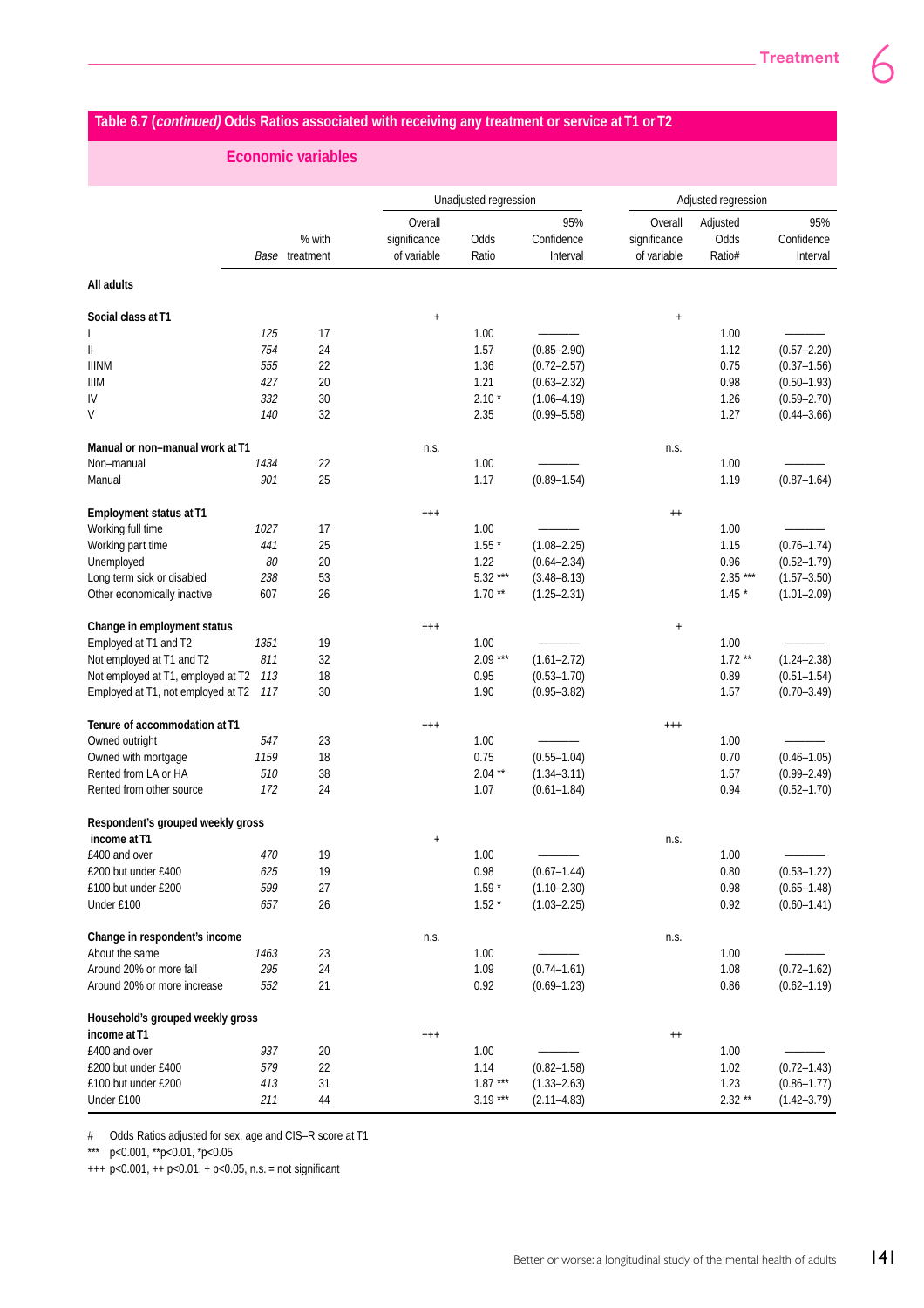## Table 6.7 (*continued*) Odds Ratios associated with receiving any treatment or service at T1 or T2

### Economic variables

| | Base | % with treatment | Unadjusted regression: Overall significance of variable | Odds Ratio | 95% Confidence Interval | Adjusted regression: Overall significance of variable | Adjusted Odds Ratio# | 95% Confidence Interval |
|---|---|---|---|---|---|---|---|---|
| **All adults** | | | | | | | | |
| **Social class at T1** | | | + | | | + | | |
| I | *125* | 17 | | 1.00 | ——— | | 1.00 | ——— |
| II | *754* | 24 | | 1.57 | (0.85–2.90) | | 1.12 | (0.57–2.20) |
| IIINM | *555* | 22 | | 1.36 | (0.72–2.57) | | 0.75 | (0.37–1.56) |
| IIIM | *427* | 20 | | 1.21 | (0.63–2.32) | | 0.98 | (0.50–1.93) |
| IV | *332* | 30 | | 2.10 * | (1.06–4.19) | | 1.26 | (0.59–2.70) |
| V | *140* | 32 | | 2.35 | (0.99–5.58) | | 1.27 | (0.44–3.66) |
| **Manual or non–manual work at T1** | | | n.s. | | | n.s. | | |
| Non–manual | *1434* | 22 | | 1.00 | ——— | | 1.00 | ——— |
| Manual | *901* | 25 | | 1.17 | (0.89–1.54) | | 1.19 | (0.87–1.64) |
| **Employment status at T1** | | | +++ | | | ++ | | |
| Working full time | *1027* | 17 | | 1.00 | ——— | | 1.00 | ——— |
| Working part time | *441* | 25 | | 1.55 * | (1.08–2.25) | | 1.15 | (0.76–1.74) |
| Unemployed | *80* | 20 | | 1.22 | (0.64–2.34) | | 0.96 | (0.52–1.79) |
| Long term sick or disabled | *238* | 53 | | 5.32 *** | (3.48–8.13) | | 2.35 *** | (1.57–3.50) |
| Other economically inactive | 607 | 26 | | 1.70 ** | (1.25–2.31) | | 1.45 * | (1.01–2.09) |
| **Change in employment status** | | | +++ | | | + | | |
| Employed at T1 and T2 | *1351* | 19 | | 1.00 | ——— | | 1.00 | ——— |
| Not employed at T1 and T2 | *811* | 32 | | 2.09 *** | (1.61–2.72) | | 1.72 ** | (1.24–2.38) |
| Not employed at T1, employed at T2 | *113* | 18 | | 0.95 | (0.53–1.70) | | 0.89 | (0.51–1.54) |
| Employed at T1, not employed at T2 | *117* | 30 | | 1.90 | (0.95–3.82) | | 1.57 | (0.70–3.49) |
| **Tenure of accommodation at T1** | | | +++ | | | +++ | | |
| Owned outright | *547* | 23 | | 1.00 | ——— | | 1.00 | ——— |
| Owned with mortgage | *1159* | 18 | | 0.75 | (0.55–1.04) | | 0.70 | (0.46–1.05) |
| Rented from LA or HA | *510* | 38 | | 2.04 ** | (1.34–3.11) | | 1.57 | (0.99–2.49) |
| Rented from other source | *172* | 24 | | 1.07 | (0.61–1.84) | | 0.94 | (0.52–1.70) |
| **Respondent's grouped weekly gross income at T1** | | | + | | | n.s. | | |
| £400 and over | *470* | 19 | | 1.00 | ——— | | 1.00 | ——— |
| £200 but under £400 | *625* | 19 | | 0.98 | (0.67–1.44) | | 0.80 | (0.53–1.22) |
| £100 but under £200 | *599* | 27 | | 1.59 * | (1.10–2.30) | | 0.98 | (0.65–1.48) |
| Under £100 | *657* | 26 | | 1.52 * | (1.03–2.25) | | 0.92 | (0.60–1.41) |
| **Change in respondent's income** | | | n.s. | | | n.s. | | |
| About the same | *1463* | 23 | | 1.00 | ——— | | 1.00 | ——— |
| Around 20% or more fall | *295* | 24 | | 1.09 | (0.74–1.61) | | 1.08 | (0.72–1.62) |
| Around 20% or more increase | *552* | 21 | | 0.92 | (0.69–1.23) | | 0.86 | (0.62–1.19) |
| **Household's grouped weekly gross income at T1** | | | +++ | | | ++ | | |
| £400 and over | *937* | 20 | | 1.00 | ——— | | 1.00 | ——— |
| £200 but under £400 | *579* | 22 | | 1.14 | (0.82–1.58) | | 1.02 | (0.72–1.43) |
| £100 but under £200 | *413* | 31 | | 1.87 *** | (1.33–2.63) | | 1.23 | (0.86–1.77) |
| Under £100 | *211* | 44 | | 3.19 *** | (2.11–4.83) | | 2.32 ** | (1.42–3.79) |

\# Odds Ratios adjusted for sex, age and CIS–R score at T1

*** p<0.001, **p<0.01, *p<0.05

+++ p<0.001, ++ p<0.01, + p<0.05, n.s. = not significant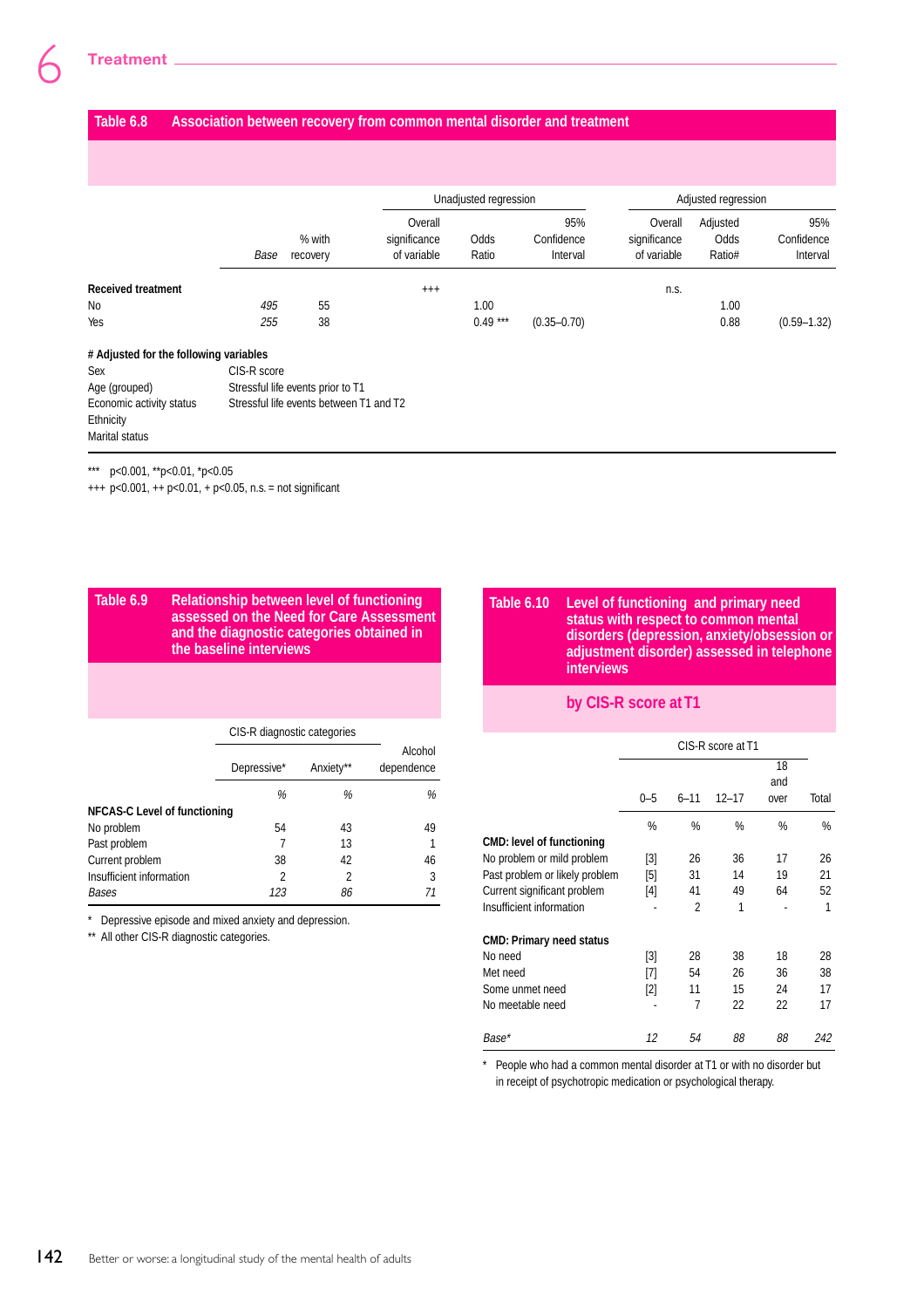## Table 6.8 Association between recovery from common mental disorder and treatment

| | Base | % with recovery | Unadjusted regression: Overall significance of variable | Odds Ratio | 95% Confidence Interval | Adjusted regression: Overall significance of variable | Adjusted Odds Ratio# | 95% Confidence Interval |
|---|---|---|---|---|---|---|---|---|
| **Received treatment** | | | +++ | | | n.s. | | |
| No | *495* | 55 | | 1.00 | | | 1.00 | |
| Yes | *255* | 38 | | 0.49 *** | (0.35–0.70) | | 0.88 | (0.59–1.32) |

**# Adjusted for the following variables**

| | |
|---|---|
| Sex | CIS-R score |
| Age (grouped) | Stressful life events prior to T1 |
| Economic activity status | Stressful life events between T1 and T2 |
| Ethnicity | |
| Marital status | |

*** p<0.001, **p<0.01, *p<0.05

+++ p<0.001, ++ p<0.01, + p<0.05, n.s. = not significant

## Table 6.9 Relationship between level of functioning assessed on the Need for Care Assessment and the diagnostic categories obtained in the baseline interviews

| | CIS-R diagnostic categories | | |
|---|---|---|---|
| | Depressive* | Anxiety** | Alcohol dependence |
| | % | % | % |
| **NFCAS-C Level of functioning** | | | |
| No problem | 54 | 43 | 49 |
| Past problem | 7 | 13 | 1 |
| Current problem | 38 | 42 | 46 |
| Insufficient information | 2 | 2 | 3 |
| *Bases* | *123* | *86* | *71* |

\* Depressive episode and mixed anxiety and depression.

** All other CIS-R diagnostic categories.

## Table 6.10 Level of functioning and primary need status with respect to common mental disorders (depression, anxiety/obsession or adjustment disorder) assessed in telephone interviews

### by CIS-R score at T1

| | CIS-R score at T1 | | | | |
|---|---|---|---|---|---|
| | 0–5 | 6–11 | 12–17 | 18 and over | Total |
| | % | % | % | % | % |
| **CMD: level of functioning** | | | | | |
| No problem or mild problem | [3] | 26 | 36 | 17 | 26 |
| Past problem or likely problem | [5] | 31 | 14 | 19 | 21 |
| Current significant problem | [4] | 41 | 49 | 64 | 52 |
| Insufficient information | - | 2 | 1 | - | 1 |
| **CMD: Primary need status** | | | | | |
| No need | [3] | 28 | 38 | 18 | 28 |
| Met need | [7] | 54 | 26 | 36 | 38 |
| Some unmet need | [2] | 11 | 15 | 24 | 17 |
| No meetable need | - | 7 | 22 | 22 | 17 |
| *Base** | *12* | *54* | *88* | *88* | *242* |

\* People who had a common mental disorder at T1 or with no disorder but in receipt of psychotropic medication or psychological therapy.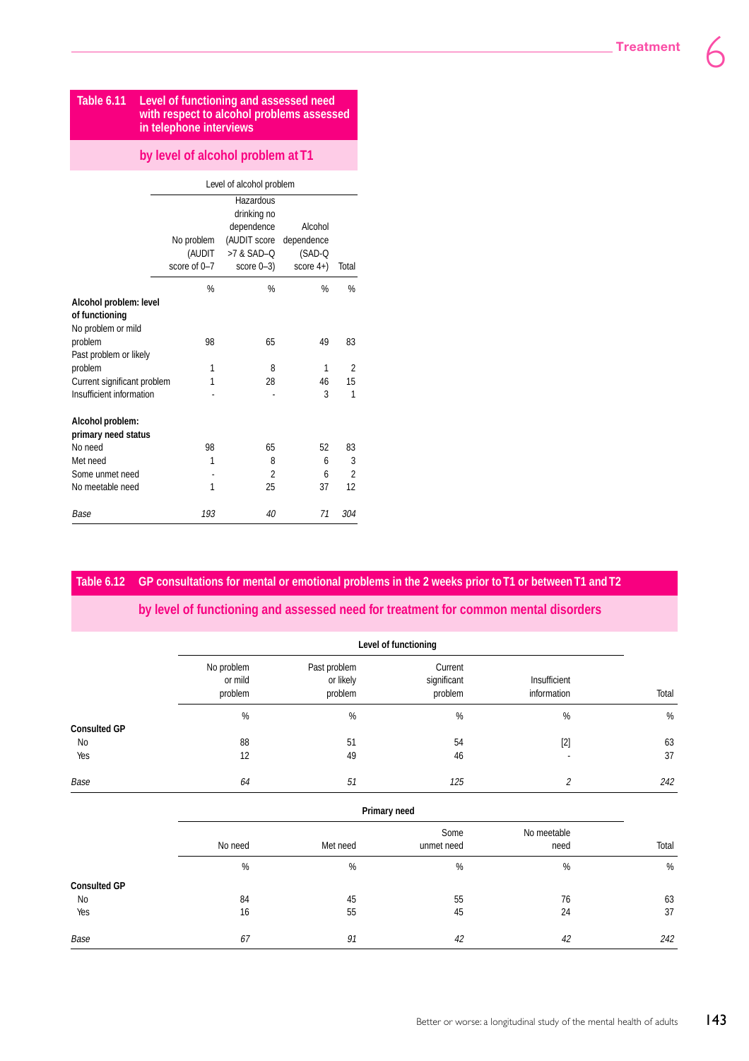## Table 6.11 Level of functioning and assessed need with respect to alcohol problems assessed in telephone interviews

### by level of alcohol problem at T1

| | Level of alcohol problem | | | |
|---|---|---|---|---|
| | No problem (AUDIT score of 0–7 | Hazardous drinking no dependence (AUDIT score >7 & SAD–Q score 0–3) | Alcohol dependence (SAD-Q score 4+) | Total |
| | % | % | % | % |
| **Alcohol problem: level of functioning** | | | | |
| No problem or mild problem | 98 | 65 | 49 | 83 |
| Past problem or likely problem | 1 | 8 | 1 | 2 |
| Current significant problem | 1 | 28 | 46 | 15 |
| Insufficient information | - | - | 3 | 1 |
| **Alcohol problem: primary need status** | | | | |
| No need | 98 | 65 | 52 | 83 |
| Met need | 1 | 8 | 6 | 3 |
| Some unmet need | - | 2 | 6 | 2 |
| No meetable need | 1 | 25 | 37 | 12 |
| *Base* | *193* | *40* | *71* | *304* |

## Table 6.12 GP consultations for mental or emotional problems in the 2 weeks prior to T1 or between T1 and T2

### by level of functioning and assessed need for treatment for common mental disorders

| | Level of functioning | | | | |
|---|---|---|---|---|---|
| | No problem or mild problem | Past problem or likely problem | Current significant problem | Insufficient information | Total |
| | % | % | % | % | % |
| **Consulted GP** | | | | | |
| No | 88 | 51 | 54 | [2] | 63 |
| Yes | 12 | 49 | 46 | - | 37 |
| *Base* | *64* | *51* | *125* | *2* | *242* |

| | Primary need | | | | |
|---|---|---|---|---|---|
| | No need | Met need | Some unmet need | No meetable need | Total |
| | % | % | % | % | % |
| **Consulted GP** | | | | | |
| No | 84 | 45 | 55 | 76 | 63 |
| Yes | 16 | 55 | 45 | 24 | 37 |
| *Base* | *67* | *91* | *42* | *42* | *242* |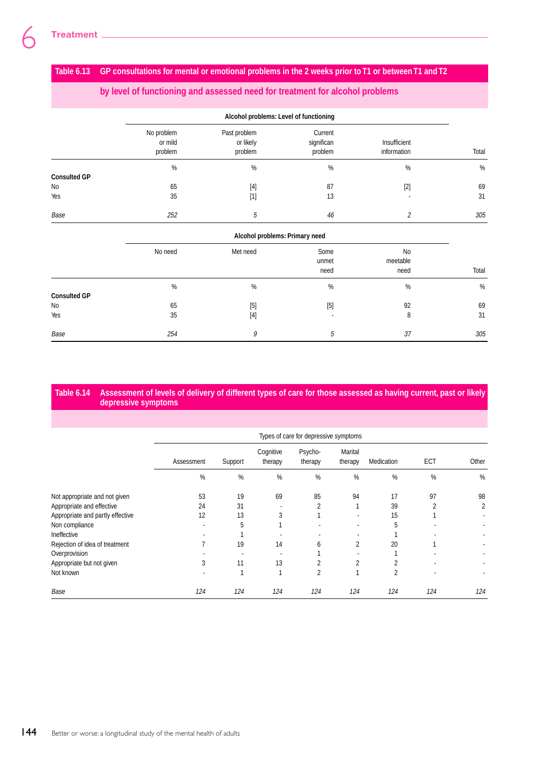## Table 6.13 GP consultations for mental or emotional problems in the 2 weeks prior to T1 or between T1 and T2 by level of functioning and assessed need for treatment for alcohol problems

| | Alcohol problems: Level of functioning | | | | |
|---|---|---|---|---|---|
| | No problem or mild problem | Past problem or likely problem | Current significan problem | Insufficient information | Total |
| | % | % | % | % | % |
| **Consulted GP** | | | | | |
| No | 65 | [4] | 87 | [2] | 69 |
| Yes | 35 | [1] | 13 | - | 31 |
| *Base* | *252* | *5* | *46* | *2* | *305* |

| | Alcohol problems: Primary need | | | | |
|---|---|---|---|---|---|
| | No need | Met need | Some unmet need | No meetable need | Total |
| | % | % | % | % | % |
| **Consulted GP** | | | | | |
| No | 65 | [5] | [5] | 92 | 69 |
| Yes | 35 | [4] | - | 8 | 31 |
| *Base* | *254* | *9* | *5* | *37* | *305* |

## Table 6.14 Assessment of levels of delivery of different types of care for those assessed as having current, past or likely depressive symptoms

| | Types of care for depressive symptoms | | | | | | | |
|---|---|---|---|---|---|---|---|---|
| | Assessment | Support | Cognitive therapy | Psycho-therapy | Marital therapy | Medication | ECT | Other |
| | % | % | % | % | % | % | % | % |
| Not appropriate and not given | 53 | 19 | 69 | 85 | 94 | 17 | 97 | 98 |
| Appropriate and effective | 24 | 31 | - | 2 | 1 | 39 | 2 | 2 |
| Appropriate and partly effective | 12 | 13 | 3 | 1 | - | 15 | 1 | - |
| Non compliance | - | 5 | 1 | - | - | 5 | - | - |
| Ineffective | - | 1 | - | - | - | 1 | - | - |
| Rejection of idea of treatment | 7 | 19 | 14 | 6 | 2 | 20 | 1 | - |
| Overprovision | - | - | - | 1 | - | 1 | - | - |
| Appropriate but not given | 3 | 11 | 13 | 2 | 2 | 2 | - | - |
| Not known | - | 1 | 1 | 2 | 1 | 2 | - | - |
| *Base* | *124* | *124* | *124* | *124* | *124* | *124* | *124* | *124* |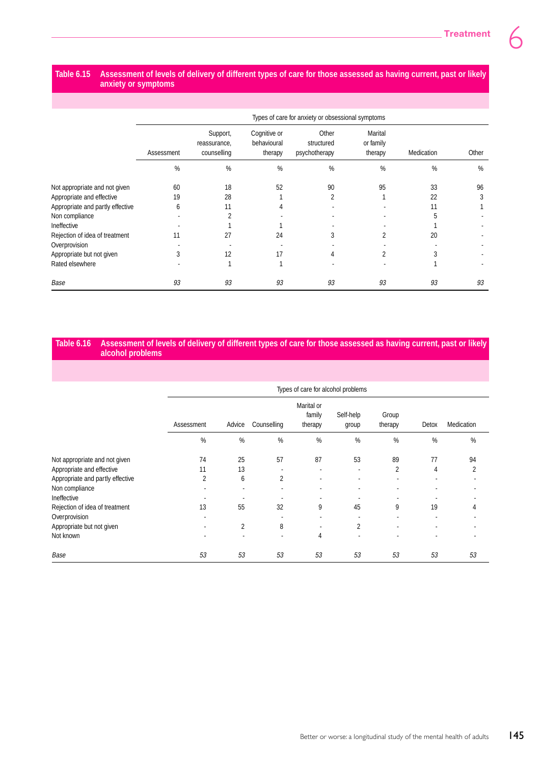**Table 6.15 Assessment of levels of delivery of different types of care for those assessed as having current, past or likely anxiety or symptoms**

| | Types of care for anxiety or obsessional symptoms | | | | | | |
|---|---|---|---|---|---|---|---|
| | Assessment | Support, reassurance, counselling | Cognitive or behavioural therapy | Other structured psychotherapy | Marital or family therapy | Medication | Other |
| | % | % | % | % | % | % | % |
| Not appropriate and not given | 60 | 18 | 52 | 90 | 95 | 33 | 96 |
| Appropriate and effective | 19 | 28 | 1 | 2 | 1 | 22 | 3 |
| Appropriate and partly effective | 6 | 11 | 4 | - | - | 11 | 1 |
| Non compliance | - | 2 | - | - | - | 5 | - |
| Ineffective | - | 1 | 1 | - | - | 1 | - |
| Rejection of idea of treatment | 11 | 27 | 24 | 3 | 2 | 20 | - |
| Overprovision | - | - | - | - | - | - | - |
| Appropriate but not given | 3 | 12 | 17 | 4 | 2 | 3 | - |
| Rated elsewhere | - | 1 | 1 | - | - | 1 | - |
| *Base* | *93* | *93* | *93* | *93* | *93* | *93* | *93* |

**Table 6.16 Assessment of levels of delivery of different types of care for those assessed as having current, past or likely alcohol problems**

| | Types of care for alcohol problems | | | | | | | |
|---|---|---|---|---|---|---|---|---|
| | Assessment | Advice | Counselling | Marital or family therapy | Self-help group | Group therapy | Detox | Medication |
| | % | % | % | % | % | % | % | % |
| Not appropriate and not given | 74 | 25 | 57 | 87 | 53 | 89 | 77 | 94 |
| Appropriate and effective | 11 | 13 | - | - | - | 2 | 4 | 2 |
| Appropriate and partly effective | 2 | 6 | 2 | - | - | - | - | - |
| Non compliance | - | - | - | - | - | - | - | - |
| Ineffective | - | - | - | - | - | - | - | - |
| Rejection of idea of treatment | 13 | 55 | 32 | 9 | 45 | 9 | 19 | 4 |
| Overprovision | - | | - | - | - | - | - | - |
| Appropriate but not given | - | 2 | 8 | - | 2 | - | - | - |
| Not known | - | - | - | 4 | - | - | - | - |
| *Base* | *53* | *53* | *53* | *53* | *53* | *53* | *53* | *53* |